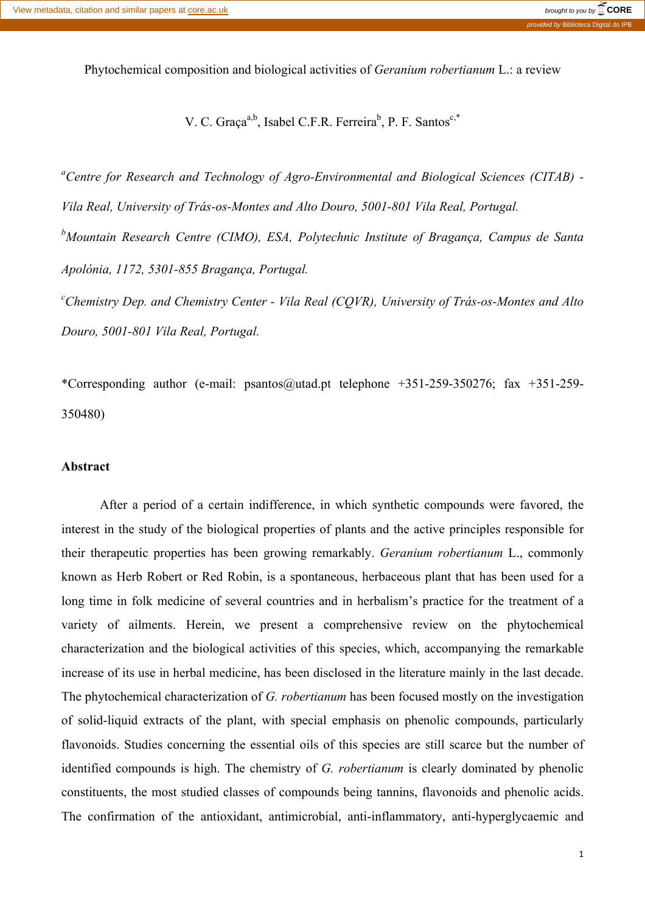# Phytochemical composition and biological activities of *Geranium robertianum* L.: a review

V. C. Graça[a,b], Isabel C.F.R. Ferreira[b], P. F. Santos[c,*]

[a]*Centre for Research and Technology of Agro-Environmental and Biological Sciences (CITAB) - Vila Real, University of Trás-os-Montes and Alto Douro, 5001-801 Vila Real, Portugal.*

[b]*Mountain Research Centre (CIMO), ESA, Polytechnic Institute of Bragança, Campus de Santa Apolónia, 1172, 5301-855 Bragança, Portugal.*

[c]*Chemistry Dep. and Chemistry Center - Vila Real (CQVR), University of Trás-os-Montes and Alto Douro, 5001-801 Vila Real, Portugal.*

*Corresponding author (e-mail: psantos@utad.pt telephone +351-259-350276; fax +351-259-350480)

## Abstract

After a period of a certain indifference, in which synthetic compounds were favored, the interest in the study of the biological properties of plants and the active principles responsible for their therapeutic properties has been growing remarkably. *Geranium robertianum* L., commonly known as Herb Robert or Red Robin, is a spontaneous, herbaceous plant that has been used for a long time in folk medicine of several countries and in herbalism's practice for the treatment of a variety of ailments. Herein, we present a comprehensive review on the phytochemical characterization and the biological activities of this species, which, accompanying the remarkable increase of its use in herbal medicine, has been disclosed in the literature mainly in the last decade. The phytochemical characterization of *G. robertianum* has been focused mostly on the investigation of solid-liquid extracts of the plant, with special emphasis on phenolic compounds, particularly flavonoids. Studies concerning the essential oils of this species are still scarce but the number of identified compounds is high. The chemistry of *G. robertianum* is clearly dominated by phenolic constituents, the most studied classes of compounds being tannins, flavonoids and phenolic acids. The confirmation of the antioxidant, antimicrobial, anti-inflammatory, anti-hyperglycaemic and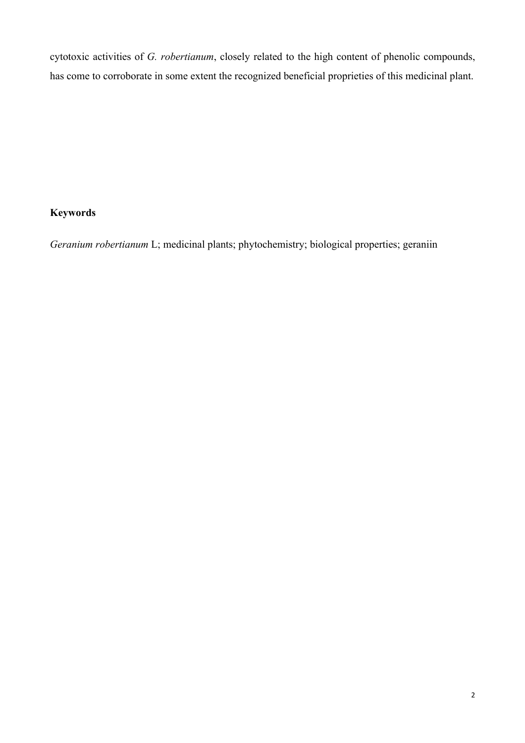cytotoxic activities of *G. robertianum*, closely related to the high content of phenolic compounds, has come to corroborate in some extent the recognized beneficial proprieties of this medicinal plant.

**Keywords**

*Geranium robertianum* L; medicinal plants; phytochemistry; biological properties; geraniin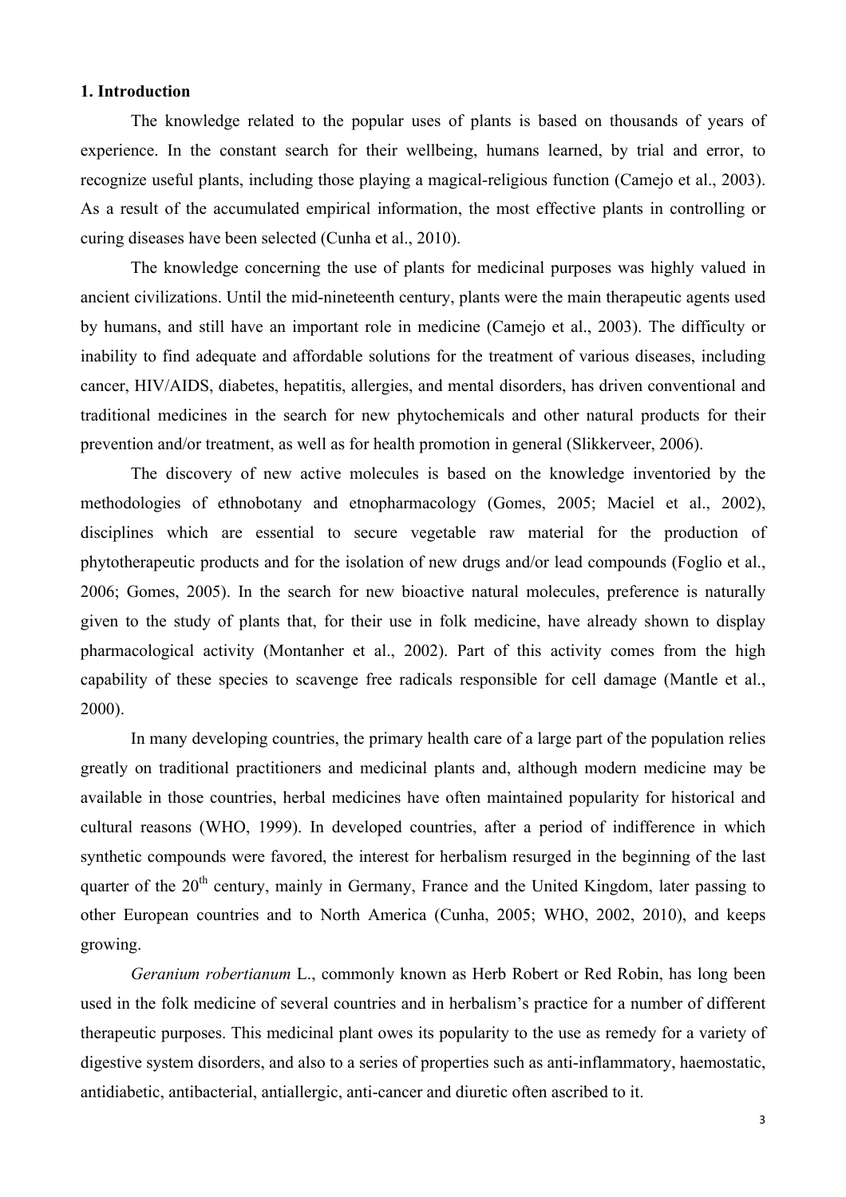## 1. Introduction

The knowledge related to the popular uses of plants is based on thousands of years of experience. In the constant search for their wellbeing, humans learned, by trial and error, to recognize useful plants, including those playing a magical-religious function (Camejo et al., 2003). As a result of the accumulated empirical information, the most effective plants in controlling or curing diseases have been selected (Cunha et al., 2010).

The knowledge concerning the use of plants for medicinal purposes was highly valued in ancient civilizations. Until the mid-nineteenth century, plants were the main therapeutic agents used by humans, and still have an important role in medicine (Camejo et al., 2003). The difficulty or inability to find adequate and affordable solutions for the treatment of various diseases, including cancer, HIV/AIDS, diabetes, hepatitis, allergies, and mental disorders, has driven conventional and traditional medicines in the search for new phytochemicals and other natural products for their prevention and/or treatment, as well as for health promotion in general (Slikkerveer, 2006).

The discovery of new active molecules is based on the knowledge inventoried by the methodologies of ethnobotany and etnopharmacology (Gomes, 2005; Maciel et al., 2002), disciplines which are essential to secure vegetable raw material for the production of phytotherapeutic products and for the isolation of new drugs and/or lead compounds (Foglio et al., 2006; Gomes, 2005). In the search for new bioactive natural molecules, preference is naturally given to the study of plants that, for their use in folk medicine, have already shown to display pharmacological activity (Montanher et al., 2002). Part of this activity comes from the high capability of these species to scavenge free radicals responsible for cell damage (Mantle et al., 2000).

In many developing countries, the primary health care of a large part of the population relies greatly on traditional practitioners and medicinal plants and, although modern medicine may be available in those countries, herbal medicines have often maintained popularity for historical and cultural reasons (WHO, 1999). In developed countries, after a period of indifference in which synthetic compounds were favored, the interest for herbalism resurged in the beginning of the last quarter of the 20$^{th}$ century, mainly in Germany, France and the United Kingdom, later passing to other European countries and to North America (Cunha, 2005; WHO, 2002, 2010), and keeps growing.

*Geranium robertianum* L., commonly known as Herb Robert or Red Robin, has long been used in the folk medicine of several countries and in herbalism's practice for a number of different therapeutic purposes. This medicinal plant owes its popularity to the use as remedy for a variety of digestive system disorders, and also to a series of properties such as anti-inflammatory, haemostatic, antidiabetic, antibacterial, antiallergic, anti-cancer and diuretic often ascribed to it.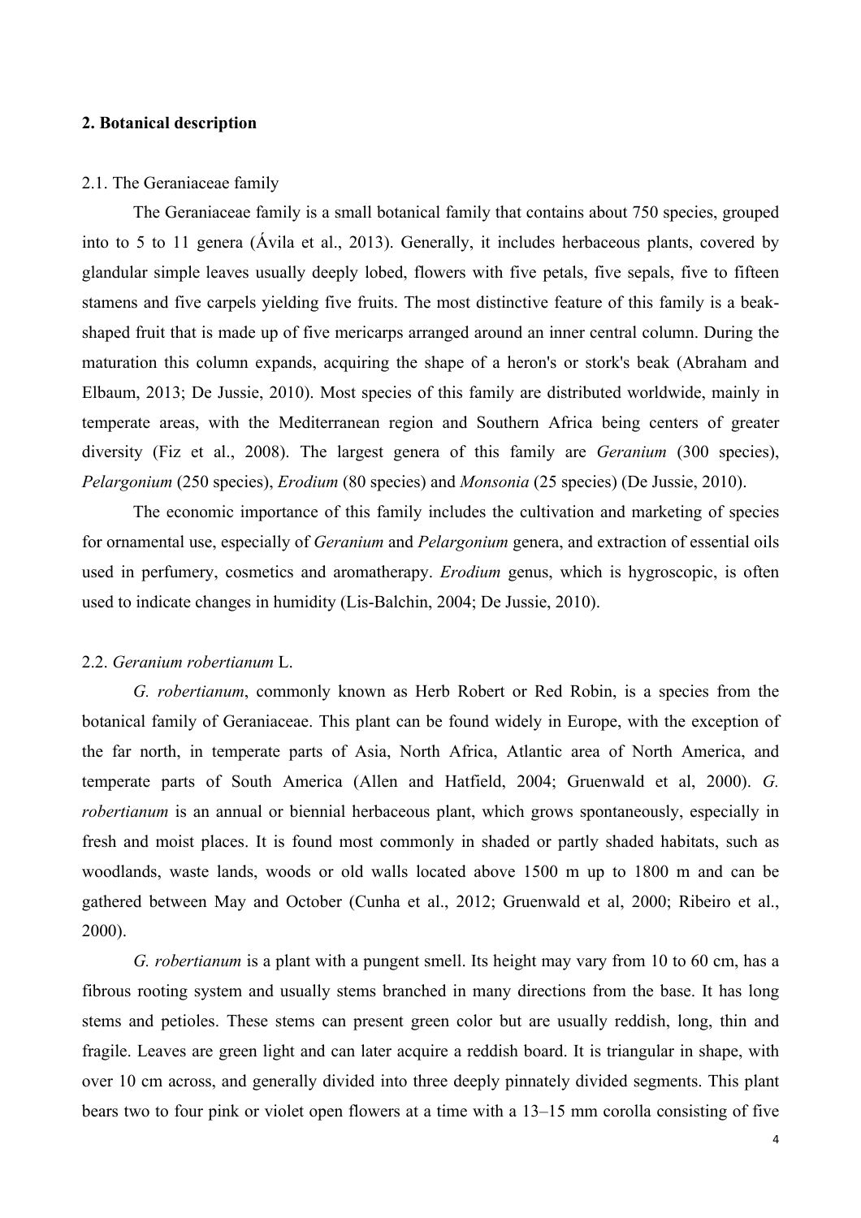## 2. Botanical description

### 2.1. The Geraniaceae family

The Geraniaceae family is a small botanical family that contains about 750 species, grouped into to 5 to 11 genera (Ávila et al., 2013). Generally, it includes herbaceous plants, covered by glandular simple leaves usually deeply lobed, flowers with five petals, five sepals, five to fifteen stamens and five carpels yielding five fruits. The most distinctive feature of this family is a beak-shaped fruit that is made up of five mericarps arranged around an inner central column. During the maturation this column expands, acquiring the shape of a heron's or stork's beak (Abraham and Elbaum, 2013; De Jussie, 2010). Most species of this family are distributed worldwide, mainly in temperate areas, with the Mediterranean region and Southern Africa being centers of greater diversity (Fiz et al., 2008). The largest genera of this family are *Geranium* (300 species), *Pelargonium* (250 species), *Erodium* (80 species) and *Monsonia* (25 species) (De Jussie, 2010).

The economic importance of this family includes the cultivation and marketing of species for ornamental use, especially of *Geranium* and *Pelargonium* genera, and extraction of essential oils used in perfumery, cosmetics and aromatherapy. *Erodium* genus, which is hygroscopic, is often used to indicate changes in humidity (Lis-Balchin, 2004; De Jussie, 2010).

### 2.2. *Geranium robertianum* L.

*G. robertianum*, commonly known as Herb Robert or Red Robin, is a species from the botanical family of Geraniaceae. This plant can be found widely in Europe, with the exception of the far north, in temperate parts of Asia, North Africa, Atlantic area of North America, and temperate parts of South America (Allen and Hatfield, 2004; Gruenwald et al, 2000). *G. robertianum* is an annual or biennial herbaceous plant, which grows spontaneously, especially in fresh and moist places. It is found most commonly in shaded or partly shaded habitats, such as woodlands, waste lands, woods or old walls located above 1500 m up to 1800 m and can be gathered between May and October (Cunha et al., 2012; Gruenwald et al, 2000; Ribeiro et al., 2000).

*G. robertianum* is a plant with a pungent smell. Its height may vary from 10 to 60 cm, has a fibrous rooting system and usually stems branched in many directions from the base. It has long stems and petioles. These stems can present green color but are usually reddish, long, thin and fragile. Leaves are green light and can later acquire a reddish board. It is triangular in shape, with over 10 cm across, and generally divided into three deeply pinnately divided segments. This plant bears two to four pink or violet open flowers at a time with a 13–15 mm corolla consisting of five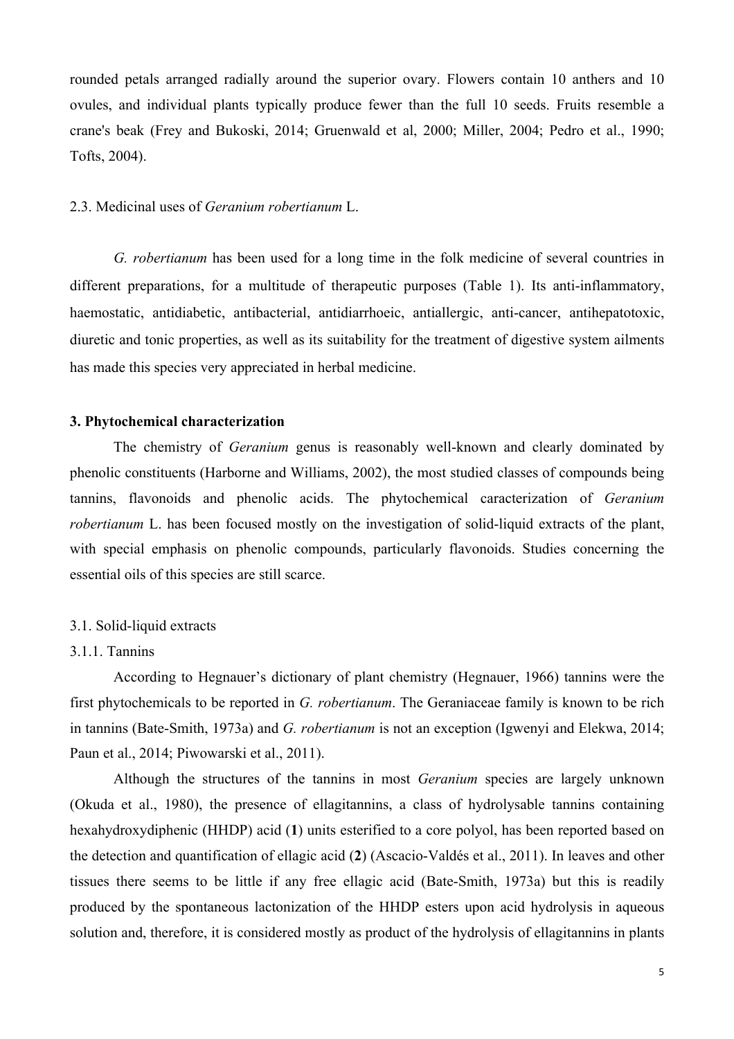rounded petals arranged radially around the superior ovary. Flowers contain 10 anthers and 10 ovules, and individual plants typically produce fewer than the full 10 seeds. Fruits resemble a crane's beak (Frey and Bukoski, 2014; Gruenwald et al, 2000; Miller, 2004; Pedro et al., 1990; Tofts, 2004).

### 2.3. Medicinal uses of *Geranium robertianum* L.

*G. robertianum* has been used for a long time in the folk medicine of several countries in different preparations, for a multitude of therapeutic purposes (Table 1). Its anti-inflammatory, haemostatic, antidiabetic, antibacterial, antidiarrhoeic, antiallergic, anti-cancer, antihepatotoxic, diuretic and tonic properties, as well as its suitability for the treatment of digestive system ailments has made this species very appreciated in herbal medicine.

## 3. Phytochemical characterization

The chemistry of *Geranium* genus is reasonably well-known and clearly dominated by phenolic constituents (Harborne and Williams, 2002), the most studied classes of compounds being tannins, flavonoids and phenolic acids. The phytochemical caracterization of *Geranium robertianum* L. has been focused mostly on the investigation of solid-liquid extracts of the plant, with special emphasis on phenolic compounds, particularly flavonoids. Studies concerning the essential oils of this species are still scarce.

### 3.1. Solid-liquid extracts

#### 3.1.1. Tannins

According to Hegnauer's dictionary of plant chemistry (Hegnauer, 1966) tannins were the first phytochemicals to be reported in *G. robertianum*. The Geraniaceae family is known to be rich in tannins (Bate-Smith, 1973a) and *G. robertianum* is not an exception (Igwenyi and Elekwa, 2014; Paun et al., 2014; Piwowarski et al., 2011).

Although the structures of the tannins in most *Geranium* species are largely unknown (Okuda et al., 1980), the presence of ellagitannins, a class of hydrolysable tannins containing hexahydroxydiphenic (HHDP) acid (**1**) units esterified to a core polyol, has been reported based on the detection and quantification of ellagic acid (**2**) (Ascacio-Valdés et al., 2011). In leaves and other tissues there seems to be little if any free ellagic acid (Bate-Smith, 1973a) but this is readily produced by the spontaneous lactonization of the HHDP esters upon acid hydrolysis in aqueous solution and, therefore, it is considered mostly as product of the hydrolysis of ellagitannins in plants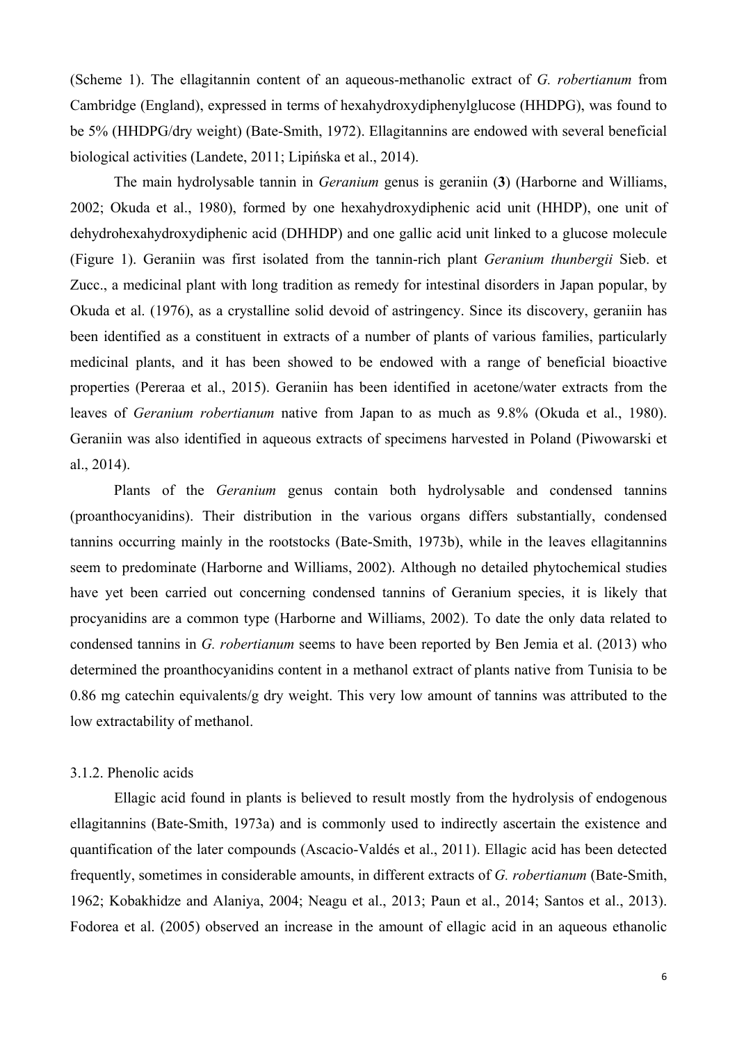(Scheme 1). The ellagitannin content of an aqueous-methanolic extract of *G. robertianum* from Cambridge (England), expressed in terms of hexahydroxydiphenylglucose (HHDPG), was found to be 5% (HHDPG/dry weight) (Bate-Smith, 1972). Ellagitannins are endowed with several beneficial biological activities (Landete, 2011; Lipińska et al., 2014).

The main hydrolysable tannin in *Geranium* genus is geraniin (**3**) (Harborne and Williams, 2002; Okuda et al., 1980), formed by one hexahydroxydiphenic acid unit (HHDP), one unit of dehydrohexahydroxydiphenic acid (DHHDP) and one gallic acid unit linked to a glucose molecule (Figure 1). Geraniin was first isolated from the tannin-rich plant *Geranium thunbergii* Sieb. et Zucc., a medicinal plant with long tradition as remedy for intestinal disorders in Japan popular, by Okuda et al. (1976), as a crystalline solid devoid of astringency. Since its discovery, geraniin has been identified as a constituent in extracts of a number of plants of various families, particularly medicinal plants, and it has been showed to be endowed with a range of beneficial bioactive properties (Pereraa et al., 2015). Geraniin has been identified in acetone/water extracts from the leaves of *Geranium robertianum* native from Japan to as much as 9.8% (Okuda et al., 1980). Geraniin was also identified in aqueous extracts of specimens harvested in Poland (Piwowarski et al., 2014).

Plants of the *Geranium* genus contain both hydrolysable and condensed tannins (proanthocyanidins). Their distribution in the various organs differs substantially, condensed tannins occurring mainly in the rootstocks (Bate-Smith, 1973b), while in the leaves ellagitannins seem to predominate (Harborne and Williams, 2002). Although no detailed phytochemical studies have yet been carried out concerning condensed tannins of Geranium species, it is likely that procyanidins are a common type (Harborne and Williams, 2002). To date the only data related to condensed tannins in *G. robertianum* seems to have been reported by Ben Jemia et al. (2013) who determined the proanthocyanidins content in a methanol extract of plants native from Tunisia to be 0.86 mg catechin equivalents/g dry weight. This very low amount of tannins was attributed to the low extractability of methanol.

### 3.1.2. Phenolic acids

Ellagic acid found in plants is believed to result mostly from the hydrolysis of endogenous ellagitannins (Bate-Smith, 1973a) and is commonly used to indirectly ascertain the existence and quantification of the later compounds (Ascacio-Valdés et al., 2011). Ellagic acid has been detected frequently, sometimes in considerable amounts, in different extracts of *G. robertianum* (Bate-Smith, 1962; Kobakhidze and Alaniya, 2004; Neagu et al., 2013; Paun et al., 2014; Santos et al., 2013). Fodorea et al. (2005) observed an increase in the amount of ellagic acid in an aqueous ethanolic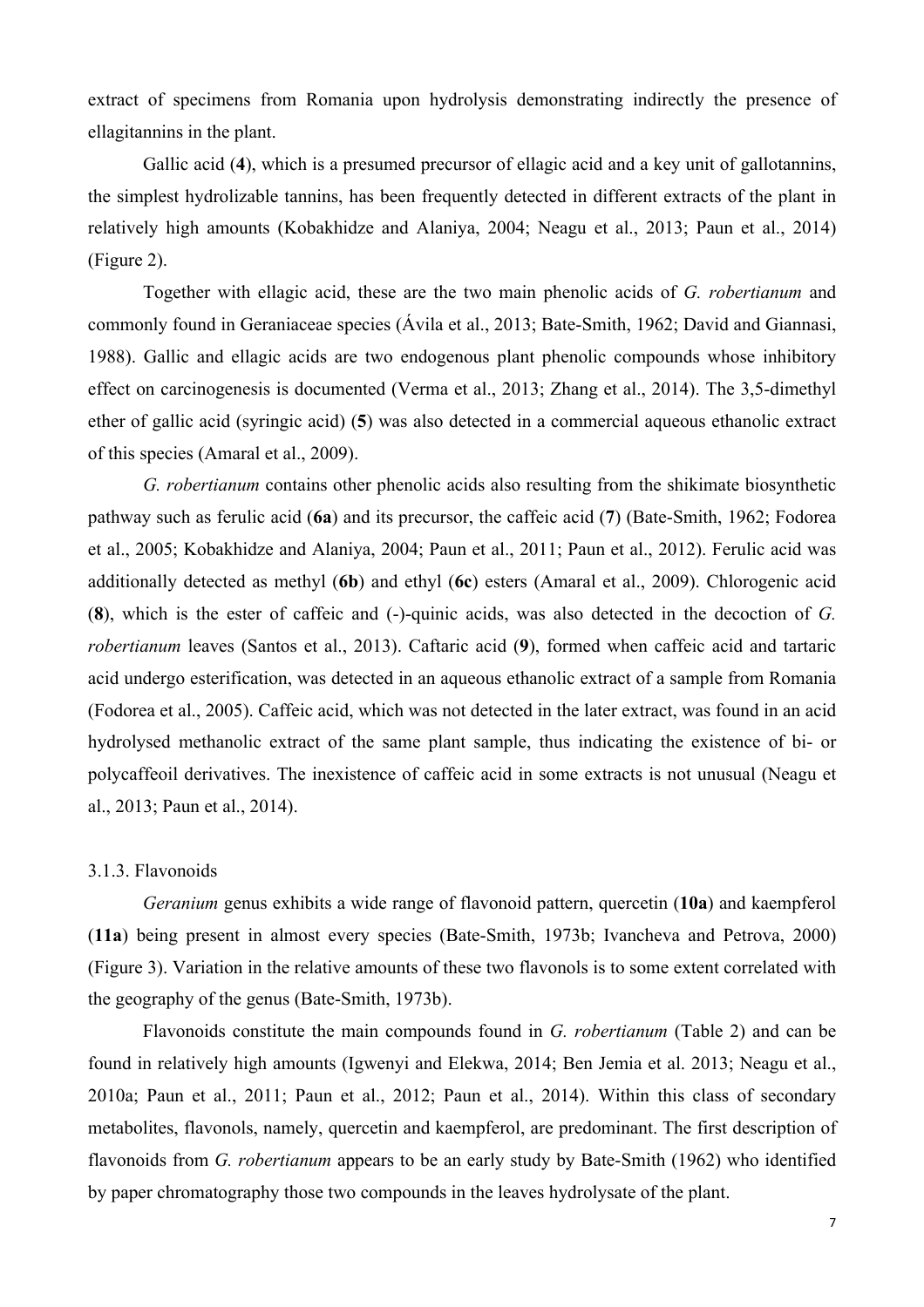extract of specimens from Romania upon hydrolysis demonstrating indirectly the presence of ellagitannins in the plant.

Gallic acid (**4**), which is a presumed precursor of ellagic acid and a key unit of gallotannins, the simplest hydrolizable tannins, has been frequently detected in different extracts of the plant in relatively high amounts (Kobakhidze and Alaniya, 2004; Neagu et al., 2013; Paun et al., 2014) (Figure 2).

Together with ellagic acid, these are the two main phenolic acids of *G. robertianum* and commonly found in Geraniaceae species (Ávila et al., 2013; Bate-Smith, 1962; David and Giannasi, 1988). Gallic and ellagic acids are two endogenous plant phenolic compounds whose inhibitory effect on carcinogenesis is documented (Verma et al., 2013; Zhang et al., 2014). The 3,5-dimethyl ether of gallic acid (syringic acid) (**5**) was also detected in a commercial aqueous ethanolic extract of this species (Amaral et al., 2009).

*G. robertianum* contains other phenolic acids also resulting from the shikimate biosynthetic pathway such as ferulic acid (**6a**) and its precursor, the caffeic acid (**7**) (Bate-Smith, 1962; Fodorea et al., 2005; Kobakhidze and Alaniya, 2004; Paun et al., 2011; Paun et al., 2012). Ferulic acid was additionally detected as methyl (**6b**) and ethyl (**6c**) esters (Amaral et al., 2009). Chlorogenic acid (**8**), which is the ester of caffeic and (-)-quinic acids, was also detected in the decoction of *G. robertianum* leaves (Santos et al., 2013). Caftaric acid (**9**), formed when caffeic acid and tartaric acid undergo esterification, was detected in an aqueous ethanolic extract of a sample from Romania (Fodorea et al., 2005). Caffeic acid, which was not detected in the later extract, was found in an acid hydrolysed methanolic extract of the same plant sample, thus indicating the existence of bi- or polycaffeoil derivatives. The inexistence of caffeic acid in some extracts is not unusual (Neagu et al., 2013; Paun et al., 2014).

### 3.1.3. Flavonoids

*Geranium* genus exhibits a wide range of flavonoid pattern, quercetin (**10a**) and kaempferol (**11a**) being present in almost every species (Bate-Smith, 1973b; Ivancheva and Petrova, 2000) (Figure 3). Variation in the relative amounts of these two flavonols is to some extent correlated with the geography of the genus (Bate-Smith, 1973b).

Flavonoids constitute the main compounds found in *G. robertianum* (Table 2) and can be found in relatively high amounts (Igwenyi and Elekwa, 2014; Ben Jemia et al. 2013; Neagu et al., 2010a; Paun et al., 2011; Paun et al., 2012; Paun et al., 2014). Within this class of secondary metabolites, flavonols, namely, quercetin and kaempferol, are predominant. The first description of flavonoids from *G. robertianum* appears to be an early study by Bate-Smith (1962) who identified by paper chromatography those two compounds in the leaves hydrolysate of the plant.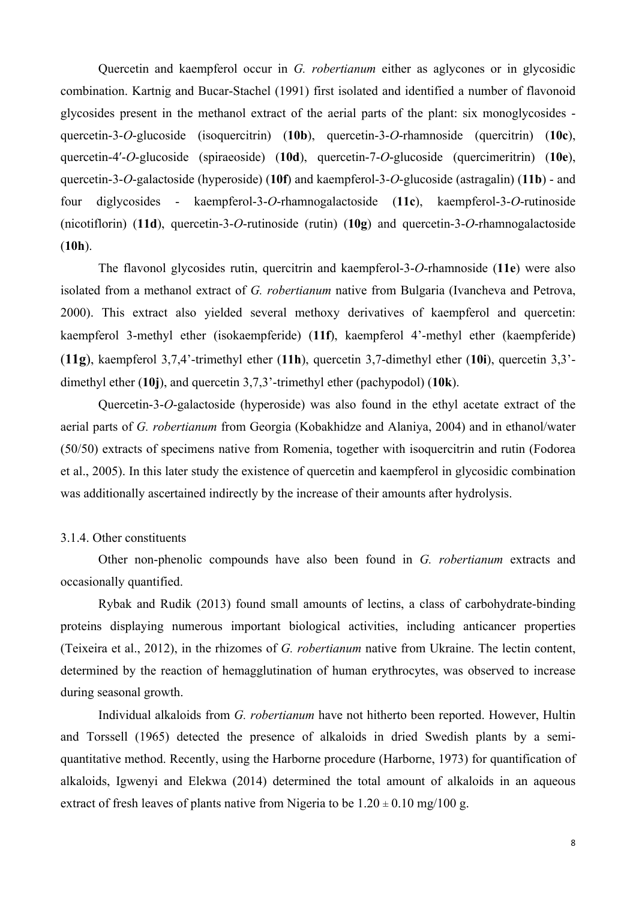Quercetin and kaempferol occur in *G. robertianum* either as aglycones or in glycosidic combination. Kartnig and Bucar-Stachel (1991) first isolated and identified a number of flavonoid glycosides present in the methanol extract of the aerial parts of the plant: six monoglycosides - quercetin-3-*O*-glucoside (isoquercitrin) (**10b**), quercetin-3-*O*-rhamnoside (quercitrin) (**10c**), quercetin-4′-*O*-glucoside (spiraeoside) (**10d**), quercetin-7-*O*-glucoside (quercimeritrin) (**10e**), quercetin-3-*O*-galactoside (hyperoside) (**10f**) and kaempferol-3-*O*-glucoside (astragalin) (**11b**) - and four diglycosides - kaempferol-3-*O*-rhamnogalactoside (**11c**), kaempferol-3-*O*-rutinoside (nicotiflorin) (**11d**), quercetin-3-*O*-rutinoside (rutin) (**10g**) and quercetin-3-*O*-rhamnogalactoside (**10h**).

The flavonol glycosides rutin, quercitrin and kaempferol-3-*O*-rhamnoside (**11e**) were also isolated from a methanol extract of *G. robertianum* native from Bulgaria (Ivancheva and Petrova, 2000). This extract also yielded several methoxy derivatives of kaempferol and quercetin: kaempferol 3-methyl ether (isokaempferide) (**11f**), kaempferol 4'-methyl ether (kaempferide) (**11g**), kaempferol 3,7,4'-trimethyl ether (**11h**), quercetin 3,7-dimethyl ether (**10i**), quercetin 3,3'-dimethyl ether (**10j**), and quercetin 3,7,3'-trimethyl ether (pachypodol) (**10k**).

Quercetin-3-*O*-galactoside (hyperoside) was also found in the ethyl acetate extract of the aerial parts of *G. robertianum* from Georgia (Kobakhidze and Alaniya, 2004) and in ethanol/water (50/50) extracts of specimens native from Romenia, together with isoquercitrin and rutin (Fodorea et al., 2005). In this later study the existence of quercetin and kaempferol in glycosidic combination was additionally ascertained indirectly by the increase of their amounts after hydrolysis.

3.1.4. Other constituents

Other non-phenolic compounds have also been found in *G. robertianum* extracts and occasionally quantified.

Rybak and Rudik (2013) found small amounts of lectins, a class of carbohydrate-binding proteins displaying numerous important biological activities, including anticancer properties (Teixeira et al., 2012), in the rhizomes of *G. robertianum* native from Ukraine. The lectin content, determined by the reaction of hemagglutination of human erythrocytes, was observed to increase during seasonal growth.

Individual alkaloids from *G. robertianum* have not hitherto been reported. However, Hultin and Torssell (1965) detected the presence of alkaloids in dried Swedish plants by a semi-quantitative method. Recently, using the Harborne procedure (Harborne, 1973) for quantification of alkaloids, Igwenyi and Elekwa (2014) determined the total amount of alkaloids in an aqueous extract of fresh leaves of plants native from Nigeria to be $1.20 \pm 0.10$ mg/100 g.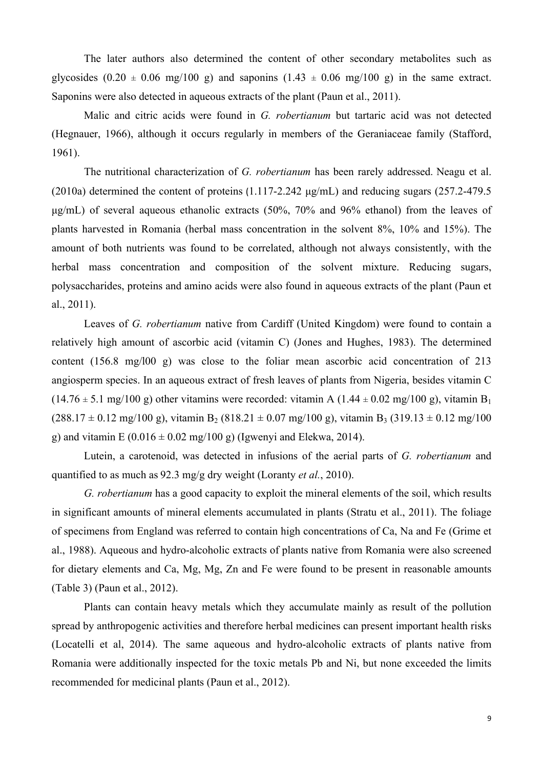The later authors also determined the content of other secondary metabolites such as glycosides ($0.20 \pm 0.06$ mg/100 g) and saponins ($1.43 \pm 0.06$ mg/100 g) in the same extract. Saponins were also detected in aqueous extracts of the plant (Paun et al., 2011).

Malic and citric acids were found in *G. robertianum* but tartaric acid was not detected (Hegnauer, 1966), although it occurs regularly in members of the Geraniaceae family (Stafford, 1961).

The nutritional characterization of *G. robertianum* has been rarely addressed. Neagu et al. (2010a) determined the content of proteins (1.117-2.242 μg/mL) and reducing sugars (257.2-479.5 μg/mL) of several aqueous ethanolic extracts (50%, 70% and 96% ethanol) from the leaves of plants harvested in Romania (herbal mass concentration in the solvent 8%, 10% and 15%). The amount of both nutrients was found to be correlated, although not always consistently, with the herbal mass concentration and composition of the solvent mixture. Reducing sugars, polysaccharides, proteins and amino acids were also found in aqueous extracts of the plant (Paun et al., 2011).

Leaves of *G. robertianum* native from Cardiff (United Kingdom) were found to contain a relatively high amount of ascorbic acid (vitamin C) (Jones and Hughes, 1983). The determined content (156.8 mg/l00 g) was close to the foliar mean ascorbic acid concentration of 213 angiosperm species. In an aqueous extract of fresh leaves of plants from Nigeria, besides vitamin C ($14.76 \pm 5.1$ mg/100 g) other vitamins were recorded: vitamin A ($1.44 \pm 0.02$ mg/100 g), vitamin $B_1$ ($288.17 \pm 0.12$ mg/100 g), vitamin $B_2$ ($818.21 \pm 0.07$ mg/100 g), vitamin $B_3$ ($319.13 \pm 0.12$ mg/100 g) and vitamin E ($0.016 \pm 0.02$ mg/100 g) (Igwenyi and Elekwa, 2014).

Lutein, a carotenoid, was detected in infusions of the aerial parts of *G. robertianum* and quantified to as much as 92.3 mg/g dry weight (Loranty *et al.*, 2010).

*G. robertianum* has a good capacity to exploit the mineral elements of the soil, which results in significant amounts of mineral elements accumulated in plants (Stratu et al., 2011). The foliage of specimens from England was referred to contain high concentrations of Ca, Na and Fe (Grime et al., 1988). Aqueous and hydro-alcoholic extracts of plants native from Romania were also screened for dietary elements and Ca, Mg, Mg, Zn and Fe were found to be present in reasonable amounts (Table 3) (Paun et al., 2012).

Plants can contain heavy metals which they accumulate mainly as result of the pollution spread by anthropogenic activities and therefore herbal medicines can present important health risks (Locatelli et al, 2014). The same aqueous and hydro-alcoholic extracts of plants native from Romania were additionally inspected for the toxic metals Pb and Ni, but none exceeded the limits recommended for medicinal plants (Paun et al., 2012).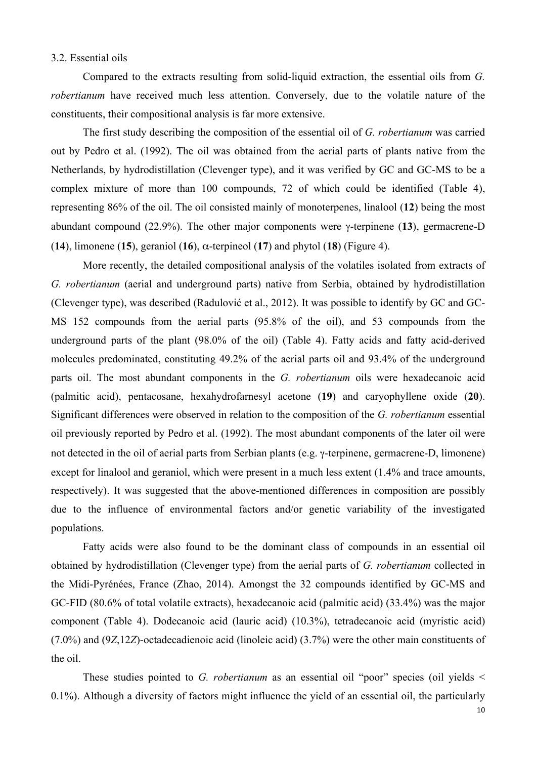3.2. Essential oils

Compared to the extracts resulting from solid-liquid extraction, the essential oils from *G. robertianum* have received much less attention. Conversely, due to the volatile nature of the constituents, their compositional analysis is far more extensive.

The first study describing the composition of the essential oil of *G. robertianum* was carried out by Pedro et al. (1992). The oil was obtained from the aerial parts of plants native from the Netherlands, by hydrodistillation (Clevenger type), and it was verified by GC and GC-MS to be a complex mixture of more than 100 compounds, 72 of which could be identified (Table 4), representing 86% of the oil. The oil consisted mainly of monoterpenes, linalool (**12**) being the most abundant compound (22.9%). The other major components were γ-terpinene (**13**), germacrene-D (**14**), limonene (**15**), geraniol (**16**), α-terpineol (**17**) and phytol (**18**) (Figure 4).

More recently, the detailed compositional analysis of the volatiles isolated from extracts of *G. robertianum* (aerial and underground parts) native from Serbia, obtained by hydrodistillation (Clevenger type), was described (Radulović et al., 2012). It was possible to identify by GC and GC-MS 152 compounds from the aerial parts (95.8% of the oil), and 53 compounds from the underground parts of the plant (98.0% of the oil) (Table 4). Fatty acids and fatty acid-derived molecules predominated, constituting 49.2% of the aerial parts oil and 93.4% of the underground parts oil. The most abundant components in the *G. robertianum* oils were hexadecanoic acid (palmitic acid), pentacosane, hexahydrofarnesyl acetone (**19**) and caryophyllene oxide (**20**). Significant differences were observed in relation to the composition of the *G. robertianum* essential oil previously reported by Pedro et al. (1992). The most abundant components of the later oil were not detected in the oil of aerial parts from Serbian plants (e.g. γ-terpinene, germacrene-D, limonene) except for linalool and geraniol, which were present in a much less extent (1.4% and trace amounts, respectively). It was suggested that the above-mentioned differences in composition are possibly due to the influence of environmental factors and/or genetic variability of the investigated populations.

Fatty acids were also found to be the dominant class of compounds in an essential oil obtained by hydrodistillation (Clevenger type) from the aerial parts of *G. robertianum* collected in the Midi-Pyrénées, France (Zhao, 2014). Amongst the 32 compounds identified by GC-MS and GC-FID (80.6% of total volatile extracts), hexadecanoic acid (palmitic acid) (33.4%) was the major component (Table 4). Dodecanoic acid (lauric acid) (10.3%), tetradecanoic acid (myristic acid) (7.0%) and (9*Z*,12*Z*)-octadecadienoic acid (linoleic acid) (3.7%) were the other main constituents of the oil.

These studies pointed to *G. robertianum* as an essential oil "poor" species (oil yields < 0.1%). Although a diversity of factors might influence the yield of an essential oil, the particularly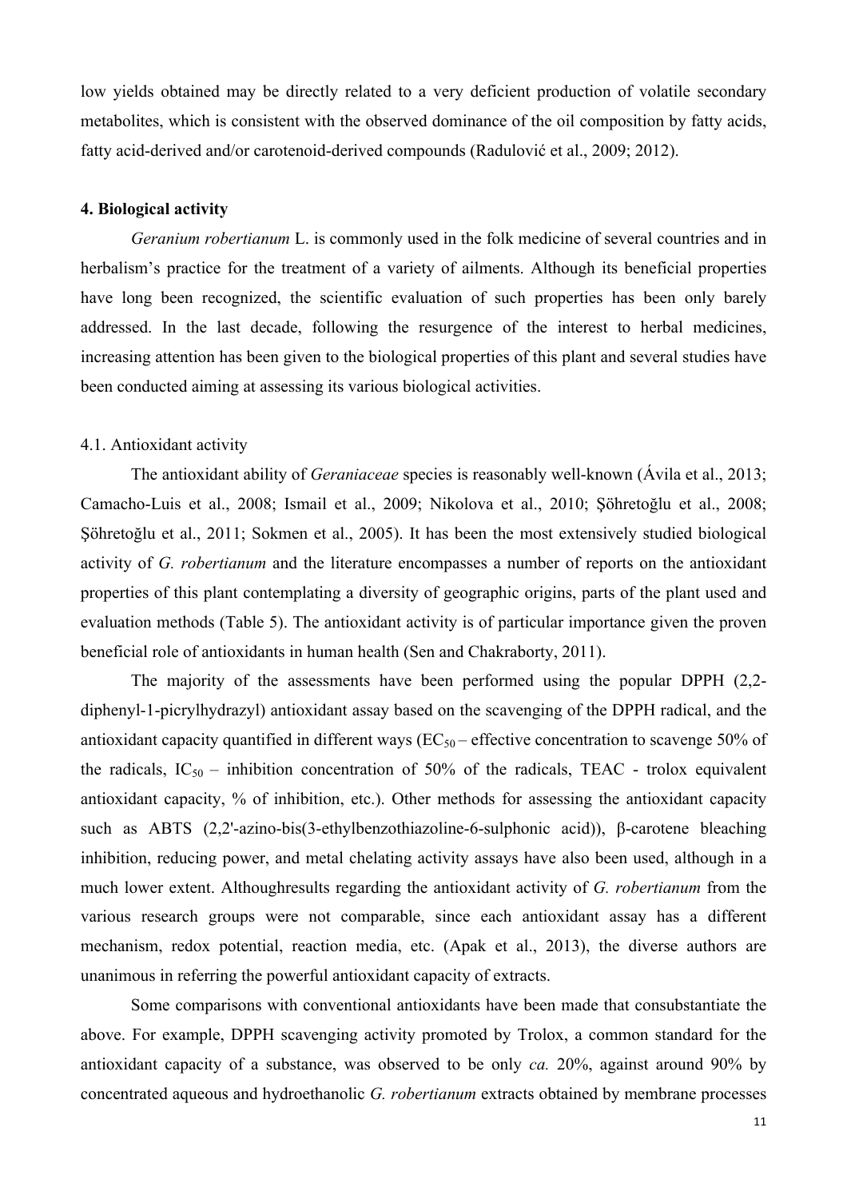low yields obtained may be directly related to a very deficient production of volatile secondary metabolites, which is consistent with the observed dominance of the oil composition by fatty acids, fatty acid-derived and/or carotenoid-derived compounds (Radulović et al., 2009; 2012).

## 4. Biological activity

*Geranium robertianum* L. is commonly used in the folk medicine of several countries and in herbalism's practice for the treatment of a variety of ailments. Although its beneficial properties have long been recognized, the scientific evaluation of such properties has been only barely addressed. In the last decade, following the resurgence of the interest to herbal medicines, increasing attention has been given to the biological properties of this plant and several studies have been conducted aiming at assessing its various biological activities.

### 4.1. Antioxidant activity

The antioxidant ability of *Geraniaceae* species is reasonably well-known (Ávila et al., 2013; Camacho-Luis et al., 2008; Ismail et al., 2009; Nikolova et al., 2010; Şöhretoğlu et al., 2008; Şöhretoğlu et al., 2011; Sokmen et al., 2005). It has been the most extensively studied biological activity of *G. robertianum* and the literature encompasses a number of reports on the antioxidant properties of this plant contemplating a diversity of geographic origins, parts of the plant used and evaluation methods (Table 5). The antioxidant activity is of particular importance given the proven beneficial role of antioxidants in human health (Sen and Chakraborty, 2011).

The majority of the assessments have been performed using the popular DPPH (2,2-diphenyl-1-picrylhydrazyl) antioxidant assay based on the scavenging of the DPPH radical, and the antioxidant capacity quantified in different ways ($EC_{50}$ – effective concentration to scavenge 50% of the radicals, $IC_{50}$ – inhibition concentration of 50% of the radicals, TEAC - trolox equivalent antioxidant capacity, % of inhibition, etc.). Other methods for assessing the antioxidant capacity such as ABTS (2,2'-azino-bis(3-ethylbenzothiazoline-6-sulphonic acid)), β-carotene bleaching inhibition, reducing power, and metal chelating activity assays have also been used, although in a much lower extent. Althoughresults regarding the antioxidant activity of *G. robertianum* from the various research groups were not comparable, since each antioxidant assay has a different mechanism, redox potential, reaction media, etc. (Apak et al., 2013), the diverse authors are unanimous in referring the powerful antioxidant capacity of extracts.

Some comparisons with conventional antioxidants have been made that consubstantiate the above. For example, DPPH scavenging activity promoted by Trolox, a common standard for the antioxidant capacity of a substance, was observed to be only *ca.* 20%, against around 90% by concentrated aqueous and hydroethanolic *G. robertianum* extracts obtained by membrane processes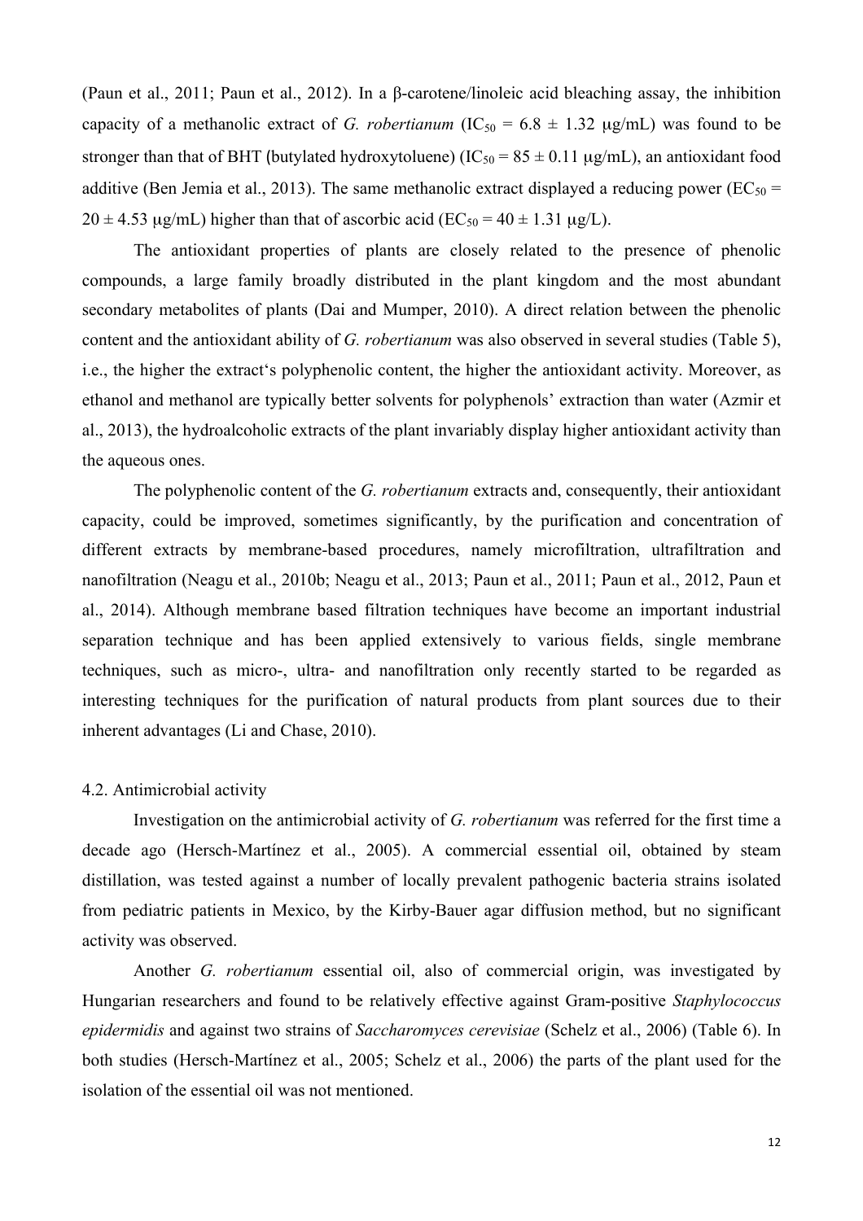(Paun et al., 2011; Paun et al., 2012). In a β-carotene/linoleic acid bleaching assay, the inhibition capacity of a methanolic extract of *G. robertianum* ($IC_{50}$ = 6.8 ± 1.32 μg/mL) was found to be stronger than that of BHT (butylated hydroxytoluene) ($IC_{50}$ = 85 ± 0.11 μg/mL), an antioxidant food additive (Ben Jemia et al., 2013). The same methanolic extract displayed a reducing power ($EC_{50}$ = 20 ± 4.53 μg/mL) higher than that of ascorbic acid ($EC_{50}$ = 40 ± 1.31 μg/L).

The antioxidant properties of plants are closely related to the presence of phenolic compounds, a large family broadly distributed in the plant kingdom and the most abundant secondary metabolites of plants (Dai and Mumper, 2010). A direct relation between the phenolic content and the antioxidant ability of *G. robertianum* was also observed in several studies (Table 5), i.e., the higher the extract's polyphenolic content, the higher the antioxidant activity. Moreover, as ethanol and methanol are typically better solvents for polyphenols' extraction than water (Azmir et al., 2013), the hydroalcoholic extracts of the plant invariably display higher antioxidant activity than the aqueous ones.

The polyphenolic content of the *G. robertianum* extracts and, consequently, their antioxidant capacity, could be improved, sometimes significantly, by the purification and concentration of different extracts by membrane-based procedures, namely microfiltration, ultrafiltration and nanofiltration (Neagu et al., 2010b; Neagu et al., 2013; Paun et al., 2011; Paun et al., 2012, Paun et al., 2014). Although membrane based filtration techniques have become an important industrial separation technique and has been applied extensively to various fields, single membrane techniques, such as micro-, ultra- and nanofiltration only recently started to be regarded as interesting techniques for the purification of natural products from plant sources due to their inherent advantages (Li and Chase, 2010).

## 4.2. Antimicrobial activity

Investigation on the antimicrobial activity of *G. robertianum* was referred for the first time a decade ago (Hersch-Martínez et al., 2005). A commercial essential oil, obtained by steam distillation, was tested against a number of locally prevalent pathogenic bacteria strains isolated from pediatric patients in Mexico, by the Kirby-Bauer agar diffusion method, but no significant activity was observed.

Another *G. robertianum* essential oil, also of commercial origin, was investigated by Hungarian researchers and found to be relatively effective against Gram-positive *Staphylococcus epidermidis* and against two strains of *Saccharomyces cerevisiae* (Schelz et al., 2006) (Table 6). In both studies (Hersch-Martínez et al., 2005; Schelz et al., 2006) the parts of the plant used for the isolation of the essential oil was not mentioned.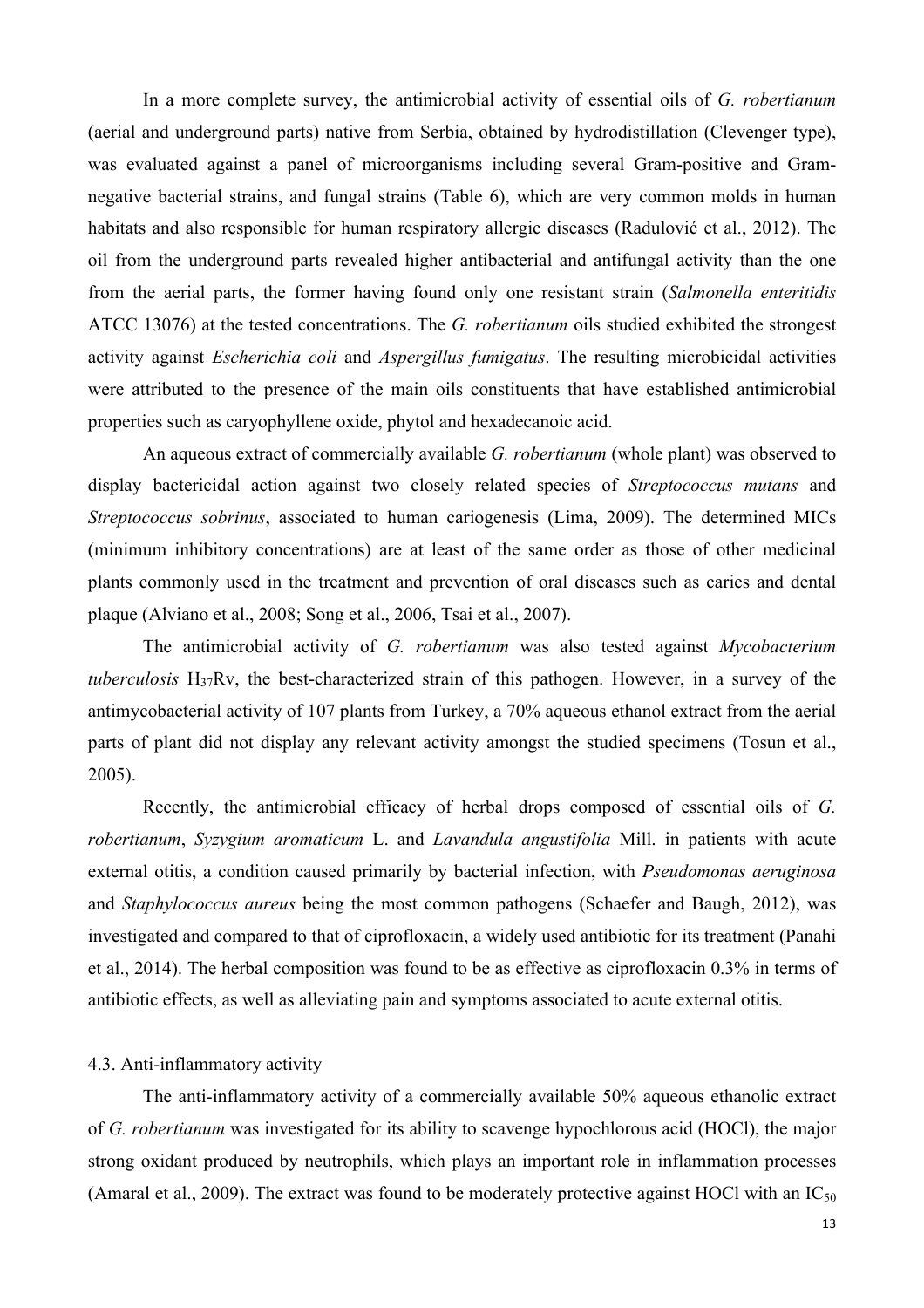In a more complete survey, the antimicrobial activity of essential oils of *G. robertianum* (aerial and underground parts) native from Serbia, obtained by hydrodistillation (Clevenger type), was evaluated against a panel of microorganisms including several Gram-positive and Gram-negative bacterial strains, and fungal strains (Table 6), which are very common molds in human habitats and also responsible for human respiratory allergic diseases (Radulović et al., 2012). The oil from the underground parts revealed higher antibacterial and antifungal activity than the one from the aerial parts, the former having found only one resistant strain (*Salmonella enteritidis* ATCC 13076) at the tested concentrations. The *G. robertianum* oils studied exhibited the strongest activity against *Escherichia coli* and *Aspergillus fumigatus*. The resulting microbicidal activities were attributed to the presence of the main oils constituents that have established antimicrobial properties such as caryophyllene oxide, phytol and hexadecanoic acid.

An aqueous extract of commercially available *G. robertianum* (whole plant) was observed to display bactericidal action against two closely related species of *Streptococcus mutans* and *Streptococcus sobrinus*, associated to human cariogenesis (Lima, 2009). The determined MICs (minimum inhibitory concentrations) are at least of the same order as those of other medicinal plants commonly used in the treatment and prevention of oral diseases such as caries and dental plaque (Alviano et al., 2008; Song et al., 2006, Tsai et al., 2007).

The antimicrobial activity of *G. robertianum* was also tested against *Mycobacterium tuberculosis* $H_{37}Rv$, the best-characterized strain of this pathogen. However, in a survey of the antimycobacterial activity of 107 plants from Turkey, a 70% aqueous ethanol extract from the aerial parts of plant did not display any relevant activity amongst the studied specimens (Tosun et al., 2005).

Recently, the antimicrobial efficacy of herbal drops composed of essential oils of *G. robertianum*, *Syzygium aromaticum* L. and *Lavandula angustifolia* Mill. in patients with acute external otitis, a condition caused primarily by bacterial infection, with *Pseudomonas aeruginosa* and *Staphylococcus aureus* being the most common pathogens (Schaefer and Baugh, 2012), was investigated and compared to that of ciprofloxacin, a widely used antibiotic for its treatment (Panahi et al., 2014). The herbal composition was found to be as effective as ciprofloxacin 0.3% in terms of antibiotic effects, as well as alleviating pain and symptoms associated to acute external otitis.

### 4.3. Anti-inflammatory activity

The anti-inflammatory activity of a commercially available 50% aqueous ethanolic extract of *G. robertianum* was investigated for its ability to scavenge hypochlorous acid (HOCl), the major strong oxidant produced by neutrophils, which plays an important role in inflammation processes (Amaral et al., 2009). The extract was found to be moderately protective against HOCl with an $IC_{50}$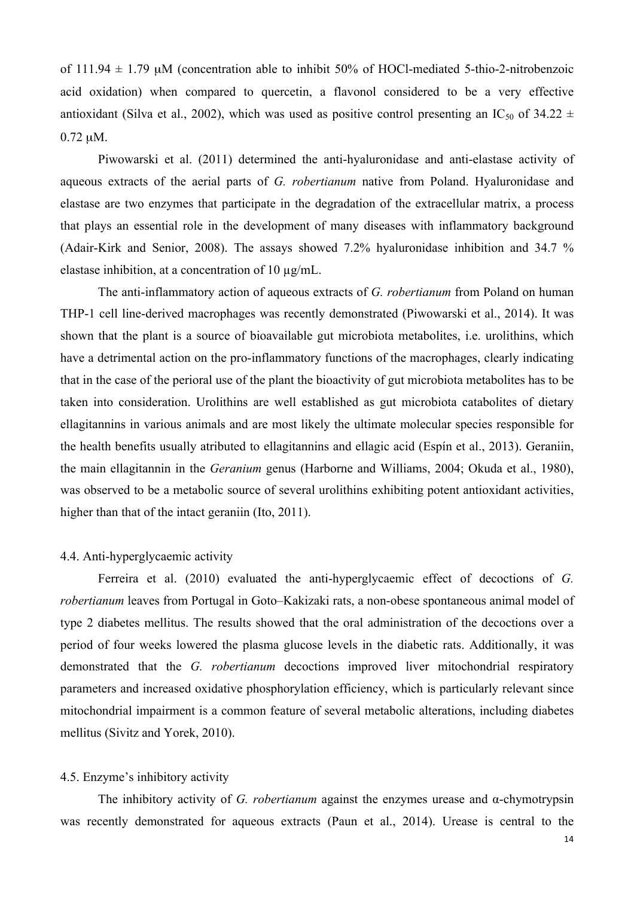of 111.94 ± 1.79 μM (concentration able to inhibit 50% of HOCl-mediated 5-thio-2-nitrobenzoic acid oxidation) when compared to quercetin, a flavonol considered to be a very effective antioxidant (Silva et al., 2002), which was used as positive control presenting an $IC_{50}$ of 34.22 ± 0.72 μM.

Piwowarski et al. (2011) determined the anti-hyaluronidase and anti-elastase activity of aqueous extracts of the aerial parts of *G. robertianum* native from Poland. Hyaluronidase and elastase are two enzymes that participate in the degradation of the extracellular matrix, a process that plays an essential role in the development of many diseases with inflammatory background (Adair-Kirk and Senior, 2008). The assays showed 7.2% hyaluronidase inhibition and 34.7 % elastase inhibition, at a concentration of 10 μg/mL.

The anti-inflammatory action of aqueous extracts of *G. robertianum* from Poland on human THP-1 cell line-derived macrophages was recently demonstrated (Piwowarski et al., 2014). It was shown that the plant is a source of bioavailable gut microbiota metabolites, i.e. urolithins, which have a detrimental action on the pro-inflammatory functions of the macrophages, clearly indicating that in the case of the perioral use of the plant the bioactivity of gut microbiota metabolites has to be taken into consideration. Urolithins are well established as gut microbiota catabolites of dietary ellagitannins in various animals and are most likely the ultimate molecular species responsible for the health benefits usually atributed to ellagitannins and ellagic acid (Espín et al., 2013). Geraniin, the main ellagitannin in the *Geranium* genus (Harborne and Williams, 2004; Okuda et al., 1980), was observed to be a metabolic source of several urolithins exhibiting potent antioxidant activities, higher than that of the intact geraniin (Ito, 2011).

### 4.4. Anti-hyperglycaemic activity

Ferreira et al. (2010) evaluated the anti-hyperglycaemic effect of decoctions of *G. robertianum* leaves from Portugal in Goto–Kakizaki rats, a non-obese spontaneous animal model of type 2 diabetes mellitus. The results showed that the oral administration of the decoctions over a period of four weeks lowered the plasma glucose levels in the diabetic rats. Additionally, it was demonstrated that the *G. robertianum* decoctions improved liver mitochondrial respiratory parameters and increased oxidative phosphorylation efficiency, which is particularly relevant since mitochondrial impairment is a common feature of several metabolic alterations, including diabetes mellitus (Sivitz and Yorek, 2010).

### 4.5. Enzyme's inhibitory activity

The inhibitory activity of *G. robertianum* against the enzymes urease and α-chymotrypsin was recently demonstrated for aqueous extracts (Paun et al., 2014). Urease is central to the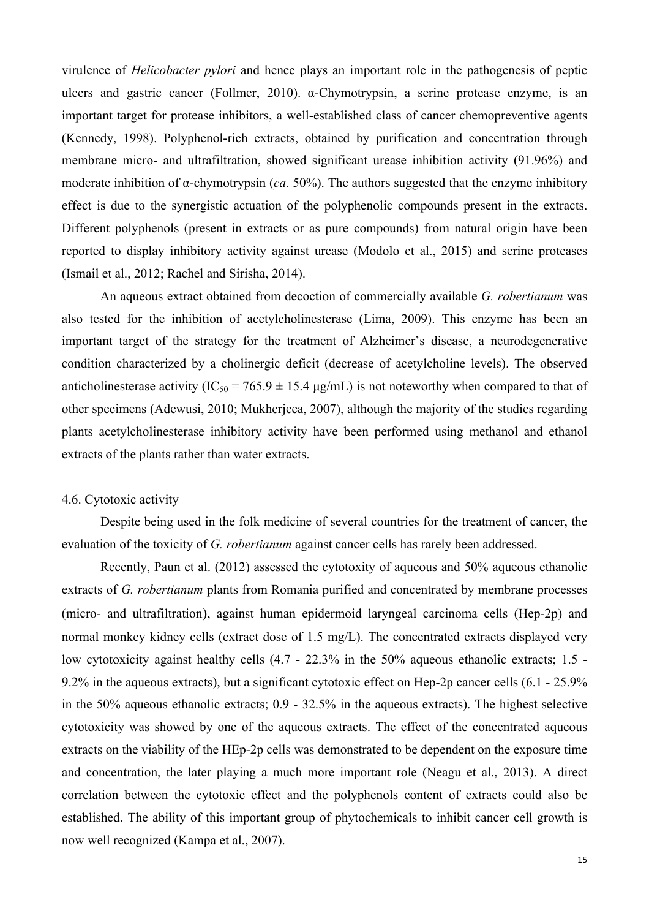virulence of *Helicobacter pylori* and hence plays an important role in the pathogenesis of peptic ulcers and gastric cancer (Follmer, 2010). α-Chymotrypsin, a serine protease enzyme, is an important target for protease inhibitors, a well-established class of cancer chemopreventive agents (Kennedy, 1998). Polyphenol-rich extracts, obtained by purification and concentration through membrane micro- and ultrafiltration, showed significant urease inhibition activity (91.96%) and moderate inhibition of α-chymotrypsin (*ca.* 50%). The authors suggested that the enzyme inhibitory effect is due to the synergistic actuation of the polyphenolic compounds present in the extracts. Different polyphenols (present in extracts or as pure compounds) from natural origin have been reported to display inhibitory activity against urease (Modolo et al., 2015) and serine proteases (Ismail et al., 2012; Rachel and Sirisha, 2014).

An aqueous extract obtained from decoction of commercially available *G. robertianum* was also tested for the inhibition of acetylcholinesterase (Lima, 2009). This enzyme has been an important target of the strategy for the treatment of Alzheimer's disease, a neurodegenerative condition characterized by a cholinergic deficit (decrease of acetylcholine levels). The observed anticholinesterase activity ($IC_{50}$ = 765.9 ± 15.4 μg/mL) is not noteworthy when compared to that of other specimens (Adewusi, 2010; Mukherjeea, 2007), although the majority of the studies regarding plants acetylcholinesterase inhibitory activity have been performed using methanol and ethanol extracts of the plants rather than water extracts.

### 4.6. Cytotoxic activity

Despite being used in the folk medicine of several countries for the treatment of cancer, the evaluation of the toxicity of *G. robertianum* against cancer cells has rarely been addressed.

Recently, Paun et al. (2012) assessed the cytotoxity of aqueous and 50% aqueous ethanolic extracts of *G. robertianum* plants from Romania purified and concentrated by membrane processes (micro- and ultrafiltration), against human epidermoid laryngeal carcinoma cells (Hep-2p) and normal monkey kidney cells (extract dose of 1.5 mg/L). The concentrated extracts displayed very low cytotoxicity against healthy cells (4.7 - 22.3% in the 50% aqueous ethanolic extracts; 1.5 - 9.2% in the aqueous extracts), but a significant cytotoxic effect on Hep-2p cancer cells (6.1 - 25.9% in the 50% aqueous ethanolic extracts; 0.9 - 32.5% in the aqueous extracts). The highest selective cytotoxicity was showed by one of the aqueous extracts. The effect of the concentrated aqueous extracts on the viability of the HEp-2p cells was demonstrated to be dependent on the exposure time and concentration, the later playing a much more important role (Neagu et al., 2013). A direct correlation between the cytotoxic effect and the polyphenols content of extracts could also be established. The ability of this important group of phytochemicals to inhibit cancer cell growth is now well recognized (Kampa et al., 2007).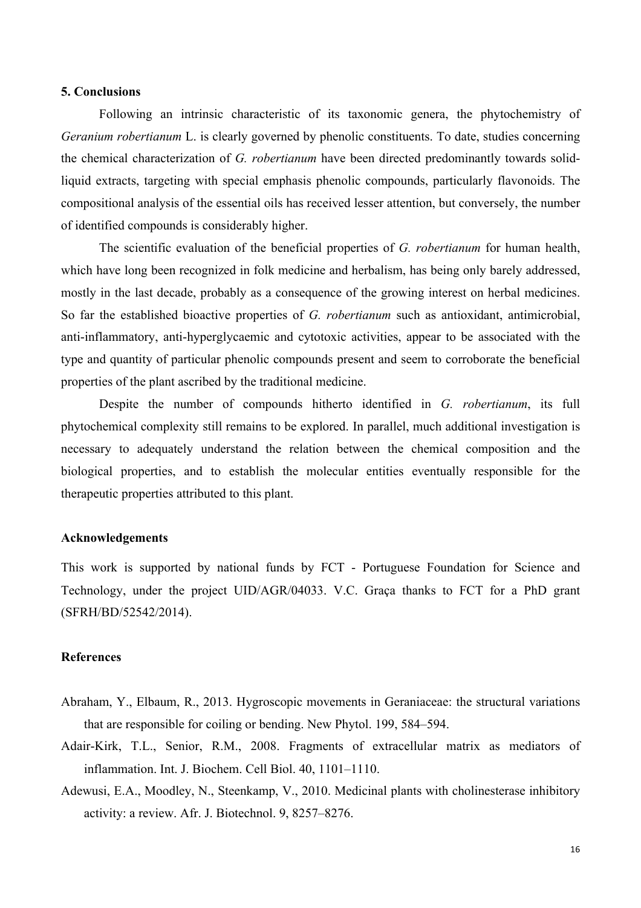## 5. Conclusions

Following an intrinsic characteristic of its taxonomic genera, the phytochemistry of *Geranium robertianum* L. is clearly governed by phenolic constituents. To date, studies concerning the chemical characterization of *G. robertianum* have been directed predominantly towards solid-liquid extracts, targeting with special emphasis phenolic compounds, particularly flavonoids. The compositional analysis of the essential oils has received lesser attention, but conversely, the number of identified compounds is considerably higher.

The scientific evaluation of the beneficial properties of *G. robertianum* for human health, which have long been recognized in folk medicine and herbalism, has being only barely addressed, mostly in the last decade, probably as a consequence of the growing interest on herbal medicines. So far the established bioactive properties of *G. robertianum* such as antioxidant, antimicrobial, anti-inflammatory, anti-hyperglycaemic and cytotoxic activities, appear to be associated with the type and quantity of particular phenolic compounds present and seem to corroborate the beneficial properties of the plant ascribed by the traditional medicine.

Despite the number of compounds hitherto identified in *G. robertianum*, its full phytochemical complexity still remains to be explored. In parallel, much additional investigation is necessary to adequately understand the relation between the chemical composition and the biological properties, and to establish the molecular entities eventually responsible for the therapeutic properties attributed to this plant.

## Acknowledgements

This work is supported by national funds by FCT - Portuguese Foundation for Science and Technology, under the project UID/AGR/04033. V.C. Graça thanks to FCT for a PhD grant (SFRH/BD/52542/2014).

## References

Abraham, Y., Elbaum, R., 2013. Hygroscopic movements in Geraniaceae: the structural variations that are responsible for coiling or bending. New Phytol. 199, 584–594.

Adair-Kirk, T.L., Senior, R.M., 2008. Fragments of extracellular matrix as mediators of inflammation. Int. J. Biochem. Cell Biol. 40, 1101–1110.

Adewusi, E.A., Moodley, N., Steenkamp, V., 2010. Medicinal plants with cholinesterase inhibitory activity: a review. Afr. J. Biotechnol. 9, 8257–8276.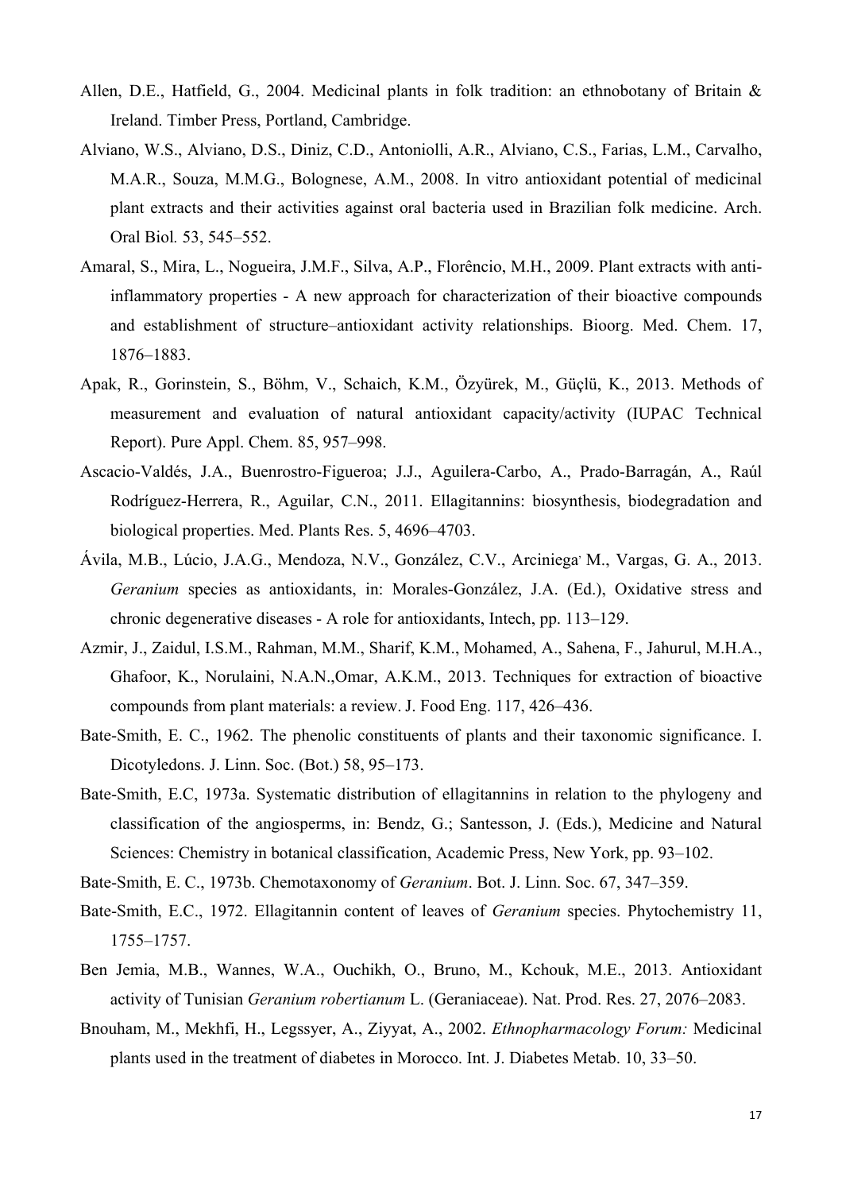Allen, D.E., Hatfield, G., 2004. Medicinal plants in folk tradition: an ethnobotany of Britain & Ireland. Timber Press, Portland, Cambridge.

Alviano, W.S., Alviano, D.S., Diniz, C.D., Antoniolli, A.R., Alviano, C.S., Farias, L.M., Carvalho, M.A.R., Souza, M.M.G., Bolognese, A.M., 2008. In vitro antioxidant potential of medicinal plant extracts and their activities against oral bacteria used in Brazilian folk medicine. Arch. Oral Biol. 53, 545–552.

Amaral, S., Mira, L., Nogueira, J.M.F., Silva, A.P., Florêncio, M.H., 2009. Plant extracts with anti-inflammatory properties - A new approach for characterization of their bioactive compounds and establishment of structure–antioxidant activity relationships. Bioorg. Med. Chem. 17, 1876–1883.

Apak, R., Gorinstein, S., Böhm, V., Schaich, K.M., Özyürek, M., Güçlü, K., 2013. Methods of measurement and evaluation of natural antioxidant capacity/activity (IUPAC Technical Report). Pure Appl. Chem. 85, 957–998.

Ascacio-Valdés, J.A., Buenrostro-Figueroa; J.J., Aguilera-Carbo, A., Prado-Barragán, A., Raúl Rodríguez-Herrera, R., Aguilar, C.N., 2011. Ellagitannins: biosynthesis, biodegradation and biological properties. Med. Plants Res. 5, 4696–4703.

Ávila, M.B., Lúcio, J.A.G., Mendoza, N.V., González, C.V., Arciniega, M., Vargas, G. A., 2013. *Geranium* species as antioxidants, in: Morales-González, J.A. (Ed.), Oxidative stress and chronic degenerative diseases - A role for antioxidants, Intech, pp. 113–129.

Azmir, J., Zaidul, I.S.M., Rahman, M.M., Sharif, K.M., Mohamed, A., Sahena, F., Jahurul, M.H.A., Ghafoor, K., Norulaini, N.A.N.,Omar, A.K.M., 2013. Techniques for extraction of bioactive compounds from plant materials: a review. J. Food Eng. 117, 426–436.

Bate-Smith, E. C., 1962. The phenolic constituents of plants and their taxonomic significance. I. Dicotyledons. J. Linn. Soc. (Bot.) 58, 95–173.

Bate-Smith, E.C, 1973a. Systematic distribution of ellagitannins in relation to the phylogeny and classification of the angiosperms, in: Bendz, G.; Santesson, J. (Eds.), Medicine and Natural Sciences: Chemistry in botanical classification, Academic Press, New York, pp. 93–102.

Bate-Smith, E. C., 1973b. Chemotaxonomy of *Geranium*. Bot. J. Linn. Soc. 67, 347–359.

Bate-Smith, E.C., 1972. Ellagitannin content of leaves of *Geranium* species. Phytochemistry 11, 1755–1757.

Ben Jemia, M.B., Wannes, W.A., Ouchikh, O., Bruno, M., Kchouk, M.E., 2013. Antioxidant activity of Tunisian *Geranium robertianum* L. (Geraniaceae). Nat. Prod. Res. 27, 2076–2083.

Bnouham, M., Mekhfi, H., Legssyer, A., Ziyyat, A., 2002. *Ethnopharmacology Forum:* Medicinal plants used in the treatment of diabetes in Morocco. Int. J. Diabetes Metab. 10, 33–50.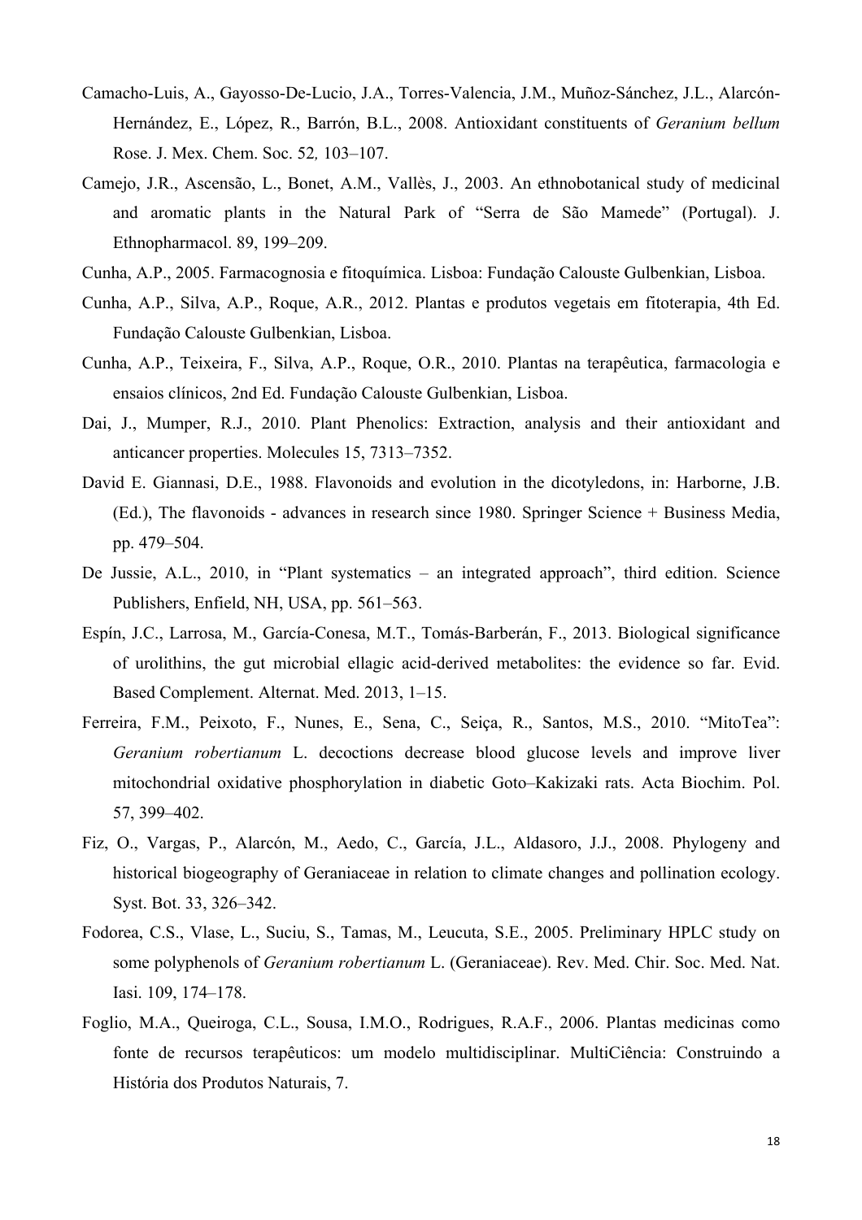Camacho-Luis, A., Gayosso-De-Lucio, J.A., Torres-Valencia, J.M., Muñoz-Sánchez, J.L., Alarcón-Hernández, E., López, R., Barrón, B.L., 2008. Antioxidant constituents of *Geranium bellum* Rose. J. Mex. Chem. Soc. 52*,* 103–107.

Camejo, J.R., Ascensão, L., Bonet, A.M., Vallès, J., 2003. An ethnobotanical study of medicinal and aromatic plants in the Natural Park of "Serra de São Mamede" (Portugal). J. Ethnopharmacol. 89, 199–209.

Cunha, A.P., 2005. Farmacognosia e fitoquímica. Lisboa: Fundação Calouste Gulbenkian, Lisboa.

Cunha, A.P., Silva, A.P., Roque, A.R., 2012. Plantas e produtos vegetais em fitoterapia, 4th Ed. Fundação Calouste Gulbenkian, Lisboa.

Cunha, A.P., Teixeira, F., Silva, A.P., Roque, O.R., 2010. Plantas na terapêutica, farmacologia e ensaios clínicos, 2nd Ed. Fundação Calouste Gulbenkian, Lisboa.

Dai, J., Mumper, R.J., 2010. Plant Phenolics: Extraction, analysis and their antioxidant and anticancer properties. Molecules 15, 7313–7352.

David E. Giannasi, D.E., 1988. Flavonoids and evolution in the dicotyledons, in: Harborne, J.B. (Ed.), The flavonoids - advances in research since 1980. Springer Science + Business Media, pp. 479–504.

De Jussie, A.L., 2010, in "Plant systematics – an integrated approach", third edition. Science Publishers, Enfield, NH, USA, pp. 561–563.

Espín, J.C., Larrosa, M., García-Conesa, M.T., Tomás-Barberán, F., 2013. Biological significance of urolithins, the gut microbial ellagic acid-derived metabolites: the evidence so far. Evid. Based Complement. Alternat. Med. 2013, 1–15.

Ferreira, F.M., Peixoto, F., Nunes, E., Sena, C., Seiça, R., Santos, M.S., 2010. "MitoTea": *Geranium robertianum* L. decoctions decrease blood glucose levels and improve liver mitochondrial oxidative phosphorylation in diabetic Goto–Kakizaki rats. Acta Biochim. Pol. 57, 399–402.

Fiz, O., Vargas, P., Alarcón, M., Aedo, C., García, J.L., Aldasoro, J.J., 2008. Phylogeny and historical biogeography of Geraniaceae in relation to climate changes and pollination ecology. Syst. Bot. 33, 326–342.

Fodorea, C.S., Vlase, L., Suciu, S., Tamas, M., Leucuta, S.E., 2005. Preliminary HPLC study on some polyphenols of *Geranium robertianum* L. (Geraniaceae). Rev. Med. Chir. Soc. Med. Nat. Iasi. 109, 174–178.

Foglio, M.A., Queiroga, C.L., Sousa, I.M.O., Rodrigues, R.A.F., 2006. Plantas medicinas como fonte de recursos terapêuticos: um modelo multidisciplinar. MultiCiência: Construindo a História dos Produtos Naturais, 7.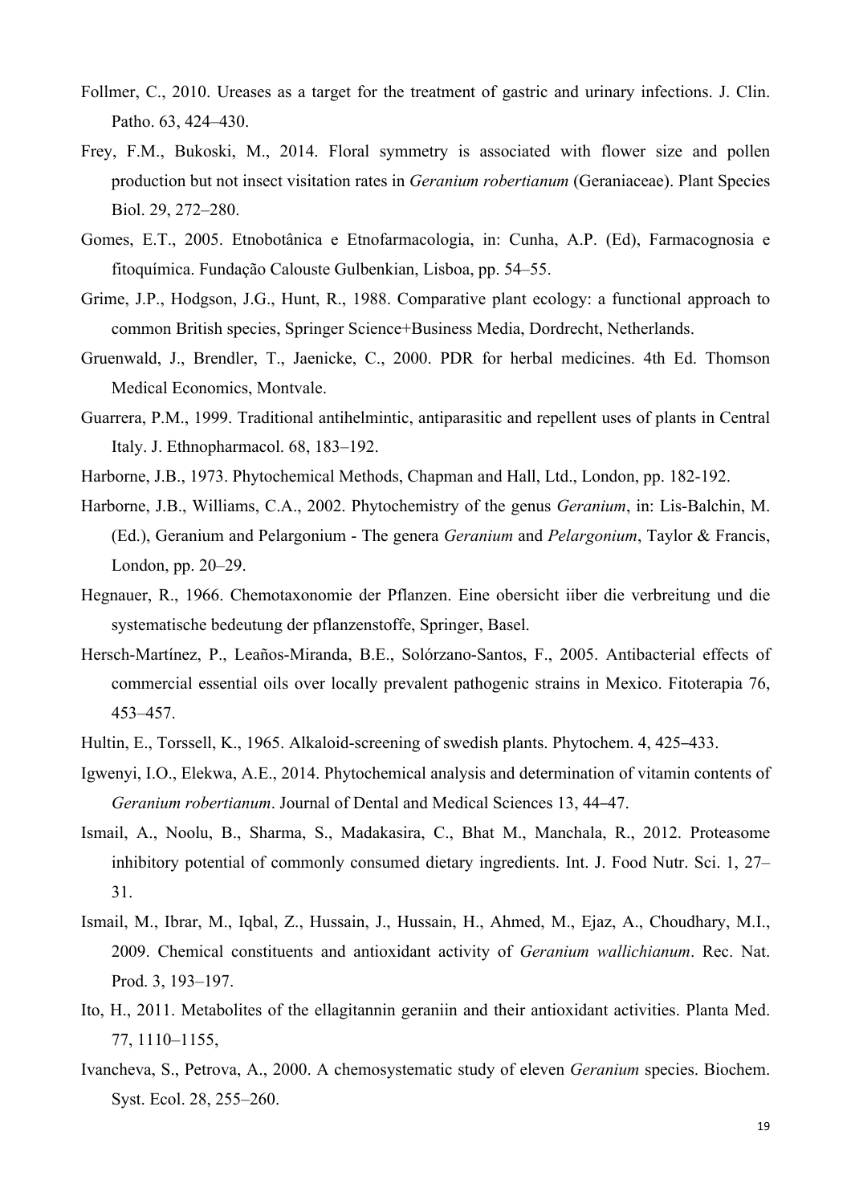Follmer, C., 2010. Ureases as a target for the treatment of gastric and urinary infections. J. Clin. Patho. 63, 424–430.

Frey, F.M., Bukoski, M., 2014. Floral symmetry is associated with flower size and pollen production but not insect visitation rates in *Geranium robertianum* (Geraniaceae). Plant Species Biol. 29, 272–280.

Gomes, E.T., 2005. Etnobotânica e Etnofarmacologia, in: Cunha, A.P. (Ed), Farmacognosia e fitoquímica. Fundação Calouste Gulbenkian, Lisboa, pp. 54–55.

Grime, J.P., Hodgson, J.G., Hunt, R., 1988. Comparative plant ecology: a functional approach to common British species, Springer Science+Business Media, Dordrecht, Netherlands.

Gruenwald, J., Brendler, T., Jaenicke, C., 2000. PDR for herbal medicines. 4th Ed. Thomson Medical Economics, Montvale.

Guarrera, P.M., 1999. Traditional antihelmintic, antiparasitic and repellent uses of plants in Central Italy. J. Ethnopharmacol. 68, 183–192.

Harborne, J.B., 1973. Phytochemical Methods, Chapman and Hall, Ltd., London, pp. 182-192.

Harborne, J.B., Williams, C.A., 2002. Phytochemistry of the genus *Geranium*, in: Lis-Balchin, M. (Ed.), Geranium and Pelargonium - The genera *Geranium* and *Pelargonium*, Taylor & Francis, London, pp. 20–29.

Hegnauer, R., 1966. Chemotaxonomie der Pflanzen. Eine obersicht iiber die verbreitung und die systematische bedeutung der pflanzenstoffe, Springer, Basel.

Hersch-Martínez, P., Leaños-Miranda, B.E., Solórzano-Santos, F., 2005. Antibacterial effects of commercial essential oils over locally prevalent pathogenic strains in Mexico. Fitoterapia 76, 453–457.

Hultin, E., Torssell, K., 1965. Alkaloid-screening of swedish plants. Phytochem. 4, 425–433.

Igwenyi, I.O., Elekwa, A.E., 2014. Phytochemical analysis and determination of vitamin contents of *Geranium robertianum*. Journal of Dental and Medical Sciences 13, 44–47.

Ismail, A., Noolu, B., Sharma, S., Madakasira, C., Bhat M., Manchala, R., 2012. Proteasome inhibitory potential of commonly consumed dietary ingredients. Int. J. Food Nutr. Sci. 1, 27–31.

Ismail, M., Ibrar, M., Iqbal, Z., Hussain, J., Hussain, H., Ahmed, M., Ejaz, A., Choudhary, M.I., 2009. Chemical constituents and antioxidant activity of *Geranium wallichianum*. Rec. Nat. Prod. 3, 193–197.

Ito, H., 2011. Metabolites of the ellagitannin geraniin and their antioxidant activities. Planta Med. 77, 1110–1155,

Ivancheva, S., Petrova, A., 2000. A chemosystematic study of eleven *Geranium* species. Biochem. Syst. Ecol. 28, 255–260.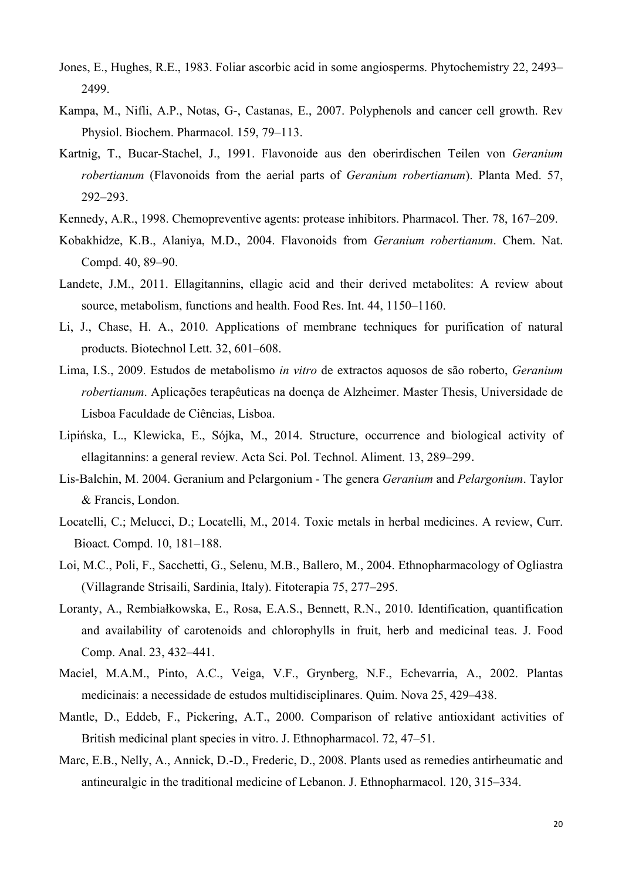Jones, E., Hughes, R.E., 1983. Foliar ascorbic acid in some angiosperms. Phytochemistry 22, 2493–2499.

Kampa, M., Nifli, A.P., Notas, G-, Castanas, E., 2007. Polyphenols and cancer cell growth. Rev Physiol. Biochem. Pharmacol. 159, 79–113.

Kartnig, T., Bucar-Stachel, J., 1991. Flavonoide aus den oberirdischen Teilen von *Geranium robertianum* (Flavonoids from the aerial parts of *Geranium robertianum*). Planta Med. 57, 292–293.

Kennedy, A.R., 1998. Chemopreventive agents: protease inhibitors. Pharmacol. Ther. 78, 167–209.

Kobakhidze, K.B., Alaniya, M.D., 2004. Flavonoids from *Geranium robertianum*. Chem. Nat. Compd. 40, 89–90.

Landete, J.M., 2011. Ellagitannins, ellagic acid and their derived metabolites: A review about source, metabolism, functions and health. Food Res. Int. 44, 1150–1160.

Li, J., Chase, H. A., 2010. Applications of membrane techniques for purification of natural products. Biotechnol Lett. 32, 601–608.

Lima, I.S., 2009. Estudos de metabolismo *in vitro* de extractos aquosos de são roberto, *Geranium robertianum*. Aplicações terapêuticas na doença de Alzheimer. Master Thesis, Universidade de Lisboa Faculdade de Ciências, Lisboa.

Lipińska, L., Klewicka, E., Sójka, M., 2014. Structure, occurrence and biological activity of ellagitannins: a general review. Acta Sci. Pol. Technol. Aliment. 13, 289–299.

Lis-Balchin, M. 2004. Geranium and Pelargonium - The genera *Geranium* and *Pelargonium*. Taylor & Francis, London.

Locatelli, C.; Melucci, D.; Locatelli, M., 2014. Toxic metals in herbal medicines. A review, Curr. Bioact. Compd. 10, 181–188.

Loi, M.C., Poli, F., Sacchetti, G., Selenu, M.B., Ballero, M., 2004. Ethnopharmacology of Ogliastra (Villagrande Strisaili, Sardinia, Italy). Fitoterapia 75, 277–295.

Loranty, A., Rembiałkowska, E., Rosa, E.A.S., Bennett, R.N., 2010. Identification, quantification and availability of carotenoids and chlorophylls in fruit, herb and medicinal teas. J. Food Comp. Anal. 23, 432–441.

Maciel, M.A.M., Pinto, A.C., Veiga, V.F., Grynberg, N.F., Echevarria, A., 2002. Plantas medicinais: a necessidade de estudos multidisciplinares. Quim. Nova 25, 429–438.

Mantle, D., Eddeb, F., Pickering, A.T., 2000. Comparison of relative antioxidant activities of British medicinal plant species in vitro. J. Ethnopharmacol. 72, 47–51.

Marc, E.B., Nelly, A., Annick, D.-D., Frederic, D., 2008. Plants used as remedies antirheumatic and antineuralgic in the traditional medicine of Lebanon. J. Ethnopharmacol. 120, 315–334.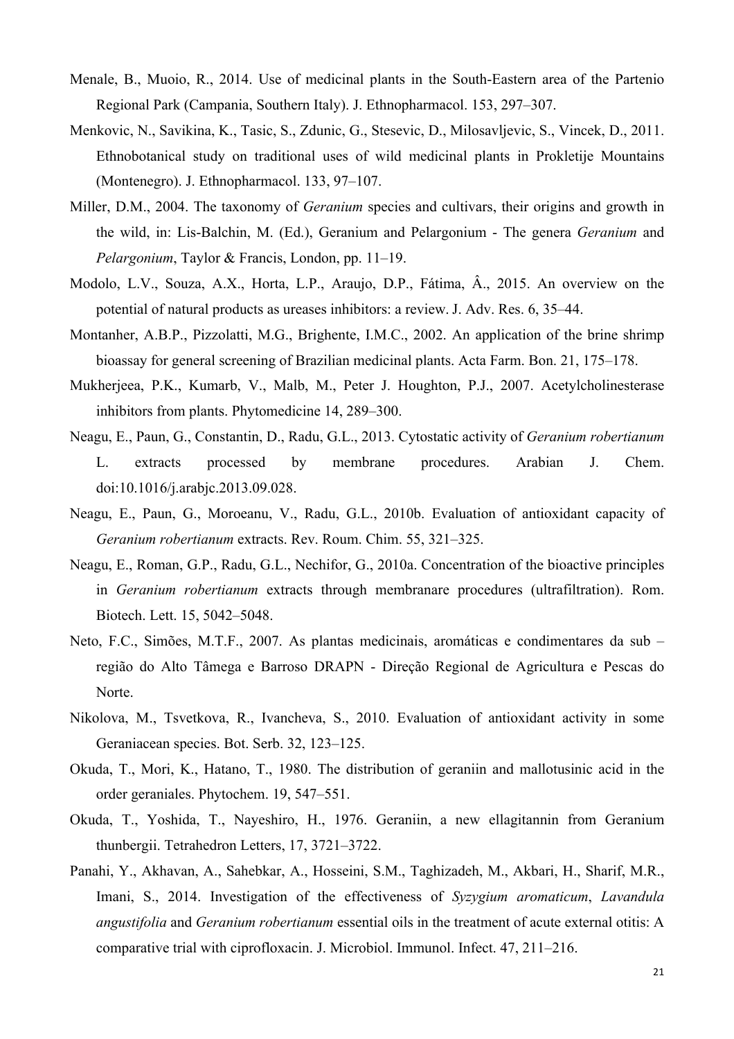Menale, B., Muoio, R., 2014. Use of medicinal plants in the South-Eastern area of the Partenio Regional Park (Campania, Southern Italy). J. Ethnopharmacol. 153, 297–307.

Menkovic, N., Savikina, K., Tasic, S., Zdunic, G., Stesevic, D., Milosavljevic, S., Vincek, D., 2011. Ethnobotanical study on traditional uses of wild medicinal plants in Prokletije Mountains (Montenegro). J. Ethnopharmacol. 133, 97–107.

Miller, D.M., 2004. The taxonomy of *Geranium* species and cultivars, their origins and growth in the wild, in: Lis-Balchin, M. (Ed.), Geranium and Pelargonium - The genera *Geranium* and *Pelargonium*, Taylor & Francis, London, pp. 11–19.

Modolo, L.V., Souza, A.X., Horta, L.P., Araujo, D.P., Fátima, Â., 2015. An overview on the potential of natural products as ureases inhibitors: a review. J. Adv. Res. 6, 35–44.

Montanher, A.B.P., Pizzolatti, M.G., Brighente, I.M.C., 2002. An application of the brine shrimp bioassay for general screening of Brazilian medicinal plants. Acta Farm. Bon. 21, 175–178.

Mukherjeea, P.K., Kumarb, V., Malb, M., Peter J. Houghton, P.J., 2007. Acetylcholinesterase inhibitors from plants. Phytomedicine 14, 289–300.

Neagu, E., Paun, G., Constantin, D., Radu, G.L., 2013. Cytostatic activity of *Geranium robertianum* L. extracts processed by membrane procedures. Arabian J. Chem. doi:10.1016/j.arabjc.2013.09.028.

Neagu, E., Paun, G., Moroeanu, V., Radu, G.L., 2010b. Evaluation of antioxidant capacity of *Geranium robertianum* extracts. Rev. Roum. Chim. 55, 321–325.

Neagu, E., Roman, G.P., Radu, G.L., Nechifor, G., 2010a. Concentration of the bioactive principles in *Geranium robertianum* extracts through membranare procedures (ultrafiltration). Rom. Biotech. Lett. 15, 5042–5048.

Neto, F.C., Simões, M.T.F., 2007. As plantas medicinais, aromáticas e condimentares da sub – região do Alto Tâmega e Barroso DRAPN - Direção Regional de Agricultura e Pescas do Norte.

Nikolova, M., Tsvetkova, R., Ivancheva, S., 2010. Evaluation of antioxidant activity in some Geraniacean species. Bot. Serb. 32, 123–125.

Okuda, T., Mori, K., Hatano, T., 1980. The distribution of geraniin and mallotusinic acid in the order geraniales. Phytochem. 19, 547–551.

Okuda, T., Yoshida, T., Nayeshiro, H., 1976. Geraniin, a new ellagitannin from Geranium thunbergii. Tetrahedron Letters, 17, 3721–3722.

Panahi, Y., Akhavan, A., Sahebkar, A., Hosseini, S.M., Taghizadeh, M., Akbari, H., Sharif, M.R., Imani, S., 2014. Investigation of the effectiveness of *Syzygium aromaticum*, *Lavandula angustifolia* and *Geranium robertianum* essential oils in the treatment of acute external otitis: A comparative trial with ciprofloxacin. J. Microbiol. Immunol. Infect. 47, 211–216.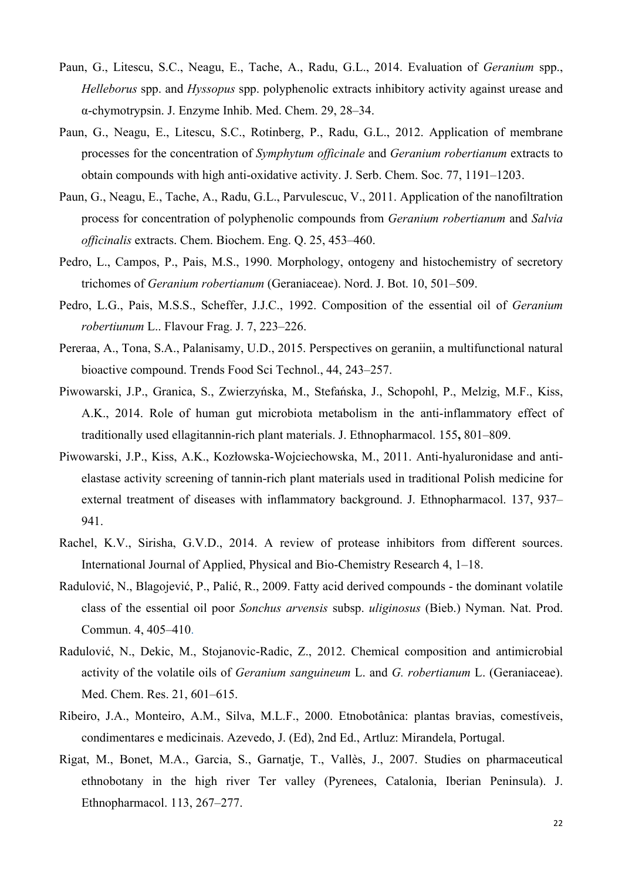Paun, G., Litescu, S.C., Neagu, E., Tache, A., Radu, G.L., 2014. Evaluation of *Geranium* spp., *Helleborus* spp. and *Hyssopus* spp. polyphenolic extracts inhibitory activity against urease and α-chymotrypsin. J. Enzyme Inhib. Med. Chem. 29, 28–34.

Paun, G., Neagu, E., Litescu, S.C., Rotinberg, P., Radu, G.L., 2012. Application of membrane processes for the concentration of *Symphytum officinale* and *Geranium robertianum* extracts to obtain compounds with high anti-oxidative activity. J. Serb. Chem. Soc. 77, 1191–1203.

Paun, G., Neagu, E., Tache, A., Radu, G.L., Parvulescuc, V., 2011. Application of the nanofiltration process for concentration of polyphenolic compounds from *Geranium robertianum* and *Salvia officinalis* extracts. Chem. Biochem. Eng. Q. 25, 453–460.

Pedro, L., Campos, P., Pais, M.S., 1990. Morphology, ontogeny and histochemistry of secretory trichomes of *Geranium robertianum* (Geraniaceae). Nord. J. Bot. 10, 501–509.

Pedro, L.G., Pais, M.S.S., Scheffer, J.J.C., 1992. Composition of the essential oil of *Geranium robertiunum* L.. Flavour Frag. J. 7, 223–226.

Pereraa, A., Tona, S.A., Palanisamy, U.D., 2015. Perspectives on geraniin, a multifunctional natural bioactive compound. Trends Food Sci Technol., 44, 243–257.

Piwowarski, J.P., Granica, S., Zwierzyńska, M., Stefańska, J., Schopohl, P., Melzig, M.F., Kiss, A.K., 2014. Role of human gut microbiota metabolism in the anti-inflammatory effect of traditionally used ellagitannin-rich plant materials. J. Ethnopharmacol. 155**,** 801–809.

Piwowarski, J.P., Kiss, A.K., Kozłowska-Wojciechowska, M., 2011. Anti-hyaluronidase and anti-elastase activity screening of tannin-rich plant materials used in traditional Polish medicine for external treatment of diseases with inflammatory background. J. Ethnopharmacol. 137, 937–941.

Rachel, K.V., Sirisha, G.V.D., 2014. A review of protease inhibitors from different sources. International Journal of Applied, Physical and Bio-Chemistry Research 4, 1–18.

Radulović, N., Blagojević, P., Palić, R., 2009. Fatty acid derived compounds - the dominant volatile class of the essential oil poor *Sonchus arvensis* subsp. *uliginosus* (Bieb.) Nyman. Nat. Prod. Commun. 4, 405–410.

Radulović, N., Dekic, M., Stojanovic-Radic, Z., 2012. Chemical composition and antimicrobial activity of the volatile oils of *Geranium sanguineum* L. and *G. robertianum* L. (Geraniaceae). Med. Chem. Res. 21, 601–615.

Ribeiro, J.A., Monteiro, A.M., Silva, M.L.F., 2000. Etnobotânica: plantas bravias, comestíveis, condimentares e medicinais. Azevedo, J. (Ed), 2nd Ed., Artluz: Mirandela, Portugal.

Rigat, M., Bonet, M.A., Garcia, S., Garnatje, T., Vallès, J., 2007. Studies on pharmaceutical ethnobotany in the high river Ter valley (Pyrenees, Catalonia, Iberian Peninsula). J. Ethnopharmacol. 113, 267–277.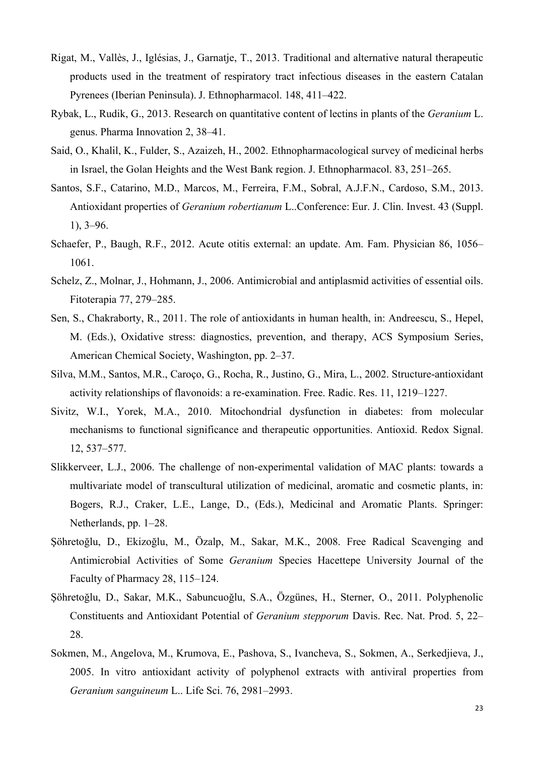Rigat, M., Vallès, J., Iglésias, J., Garnatje, T., 2013. Traditional and alternative natural therapeutic products used in the treatment of respiratory tract infectious diseases in the eastern Catalan Pyrenees (Iberian Peninsula). J. Ethnopharmacol. 148, 411–422.

Rybak, L., Rudik, G., 2013. Research on quantitative content of lectins in plants of the *Geranium* L. genus. Pharma Innovation 2, 38–41.

Said, O., Khalil, K., Fulder, S., Azaizeh, H., 2002. Ethnopharmacological survey of medicinal herbs in Israel, the Golan Heights and the West Bank region. J. Ethnopharmacol. 83, 251–265.

Santos, S.F., Catarino, M.D., Marcos, M., Ferreira, F.M., Sobral, A.J.F.N., Cardoso, S.M., 2013. Antioxidant properties of *Geranium robertianum* L..Conference: Eur. J. Clin. Invest. 43 (Suppl. 1), 3–96.

Schaefer, P., Baugh, R.F., 2012. Acute otitis external: an update. Am. Fam. Physician 86, 1056–1061.

Schelz, Z., Molnar, J., Hohmann, J., 2006. Antimicrobial and antiplasmid activities of essential oils. Fitoterapia 77, 279–285.

Sen, S., Chakraborty, R., 2011. The role of antioxidants in human health, in: Andreescu, S., Hepel, M. (Eds.), Oxidative stress: diagnostics, prevention, and therapy, ACS Symposium Series, American Chemical Society, Washington, pp. 2–37.

Silva, M.M., Santos, M.R., Caroço, G., Rocha, R., Justino, G., Mira, L., 2002. Structure-antioxidant activity relationships of flavonoids: a re-examination. Free. Radic. Res. 11, 1219–1227.

Sivitz, W.I., Yorek, M.A., 2010. Mitochondrial dysfunction in diabetes: from molecular mechanisms to functional significance and therapeutic opportunities. Antioxid. Redox Signal. 12, 537–577.

Slikkerveer, L.J., 2006. The challenge of non-experimental validation of MAC plants: towards a multivariate model of transcultural utilization of medicinal, aromatic and cosmetic plants, in: Bogers, R.J., Craker, L.E., Lange, D., (Eds.), Medicinal and Aromatic Plants. Springer: Netherlands, pp. 1–28.

Şöhretoğlu, D., Ekizoğlu, M., Özalp, M., Sakar, M.K., 2008. Free Radical Scavenging and Antimicrobial Activities of Some *Geranium* Species Hacettepe University Journal of the Faculty of Pharmacy 28, 115–124.

Şöhretoğlu, D., Sakar, M.K., Sabuncuoğlu, S.A., Özgünes, H., Sterner, O., 2011. Polyphenolic Constituents and Antioxidant Potential of *Geranium stepporum* Davis. Rec. Nat. Prod. 5, 22–28.

Sokmen, M., Angelova, M., Krumova, E., Pashova, S., Ivancheva, S., Sokmen, A., Serkedjieva, J., 2005. In vitro antioxidant activity of polyphenol extracts with antiviral properties from *Geranium sanguineum* L.. Life Sci. 76, 2981–2993.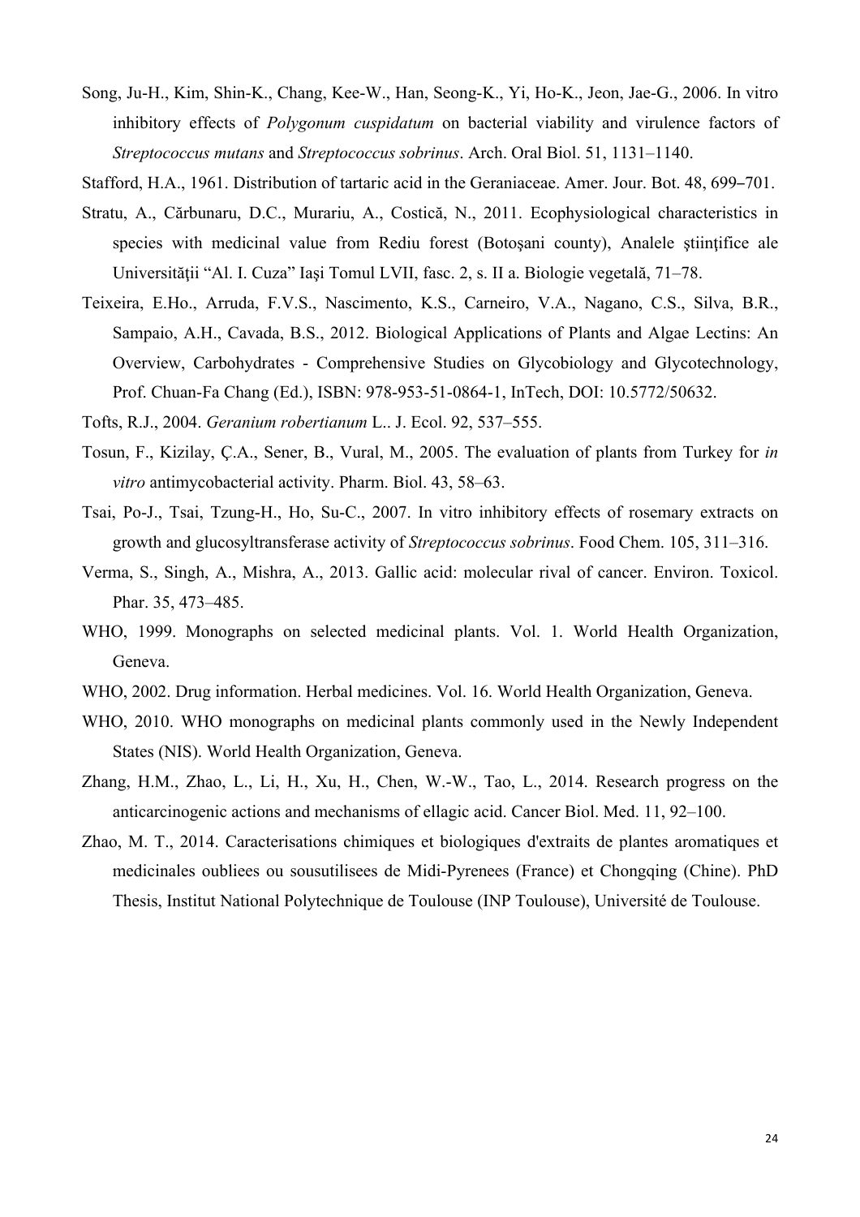Song, Ju-H., Kim, Shin-K., Chang, Kee-W., Han, Seong-K., Yi, Ho-K., Jeon, Jae-G., 2006. In vitro inhibitory effects of *Polygonum cuspidatum* on bacterial viability and virulence factors of *Streptococcus mutans* and *Streptococcus sobrinus*. Arch. Oral Biol. 51, 1131–1140.

Stafford, H.A., 1961. Distribution of tartaric acid in the Geraniaceae. Amer. Jour. Bot. 48, 699–701.

Stratu, A., Cărbunaru, D.C., Murariu, A., Costică, N., 2011. Ecophysiological characteristics in species with medicinal value from Rediu forest (Botoşani county), Analele ştiinţifice ale Universităţii "Al. I. Cuza" Iaşi Tomul LVII, fasc. 2, s. II a. Biologie vegetală, 71–78.

Teixeira, E.Ho., Arruda, F.V.S., Nascimento, K.S., Carneiro, V.A., Nagano, C.S., Silva, B.R., Sampaio, A.H., Cavada, B.S., 2012. Biological Applications of Plants and Algae Lectins: An Overview, Carbohydrates - Comprehensive Studies on Glycobiology and Glycotechnology, Prof. Chuan-Fa Chang (Ed.), ISBN: 978-953-51-0864-1, InTech, DOI: 10.5772/50632.

Tofts, R.J., 2004. *Geranium robertianum* L.. J. Ecol. 92, 537–555.

Tosun, F., Kizilay, Ç.A., Sener, B., Vural, M., 2005. The evaluation of plants from Turkey for *in vitro* antimycobacterial activity. Pharm. Biol. 43, 58–63.

Tsai, Po-J., Tsai, Tzung-H., Ho, Su-C., 2007. In vitro inhibitory effects of rosemary extracts on growth and glucosyltransferase activity of *Streptococcus sobrinus*. Food Chem. 105, 311–316.

Verma, S., Singh, A., Mishra, A., 2013. Gallic acid: molecular rival of cancer. Environ. Toxicol. Phar. 35, 473–485.

WHO, 1999. Monographs on selected medicinal plants. Vol. 1. World Health Organization, Geneva.

WHO, 2002. Drug information. Herbal medicines. Vol. 16. World Health Organization, Geneva.

WHO, 2010. WHO monographs on medicinal plants commonly used in the Newly Independent States (NIS). World Health Organization, Geneva.

Zhang, H.M., Zhao, L., Li, H., Xu, H., Chen, W.-W., Tao, L., 2014. Research progress on the anticarcinogenic actions and mechanisms of ellagic acid. Cancer Biol. Med. 11, 92–100.

Zhao, M. T., 2014. Caracterisations chimiques et biologiques d'extraits de plantes aromatiques et medicinales oubliees ou sousutilisees de Midi-Pyrenees (France) et Chongqing (Chine). PhD Thesis, Institut National Polytechnique de Toulouse (INP Toulouse), Université de Toulouse.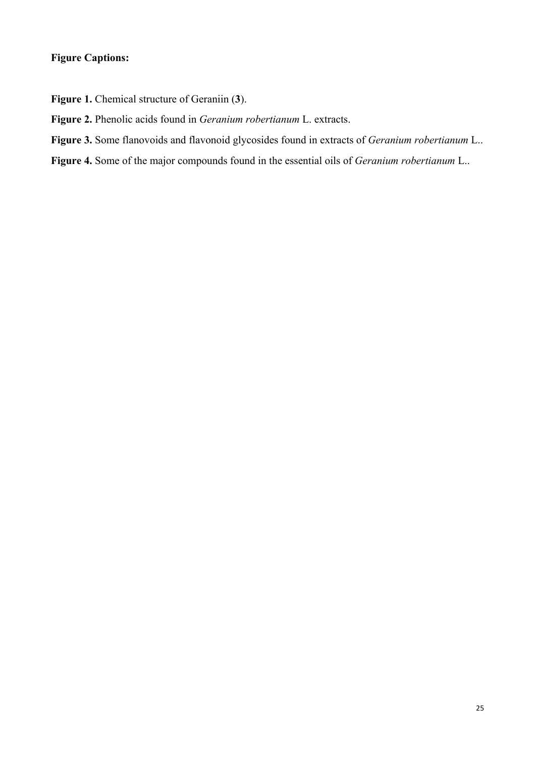**Figure Captions:**

**Figure 1.** Chemical structure of Geraniin (**3**).

**Figure 2.** Phenolic acids found in *Geranium robertianum* L. extracts.

**Figure 3.** Some flanovoids and flavonoid glycosides found in extracts of *Geranium robertianum* L..

**Figure 4.** Some of the major compounds found in the essential oils of *Geranium robertianum* L..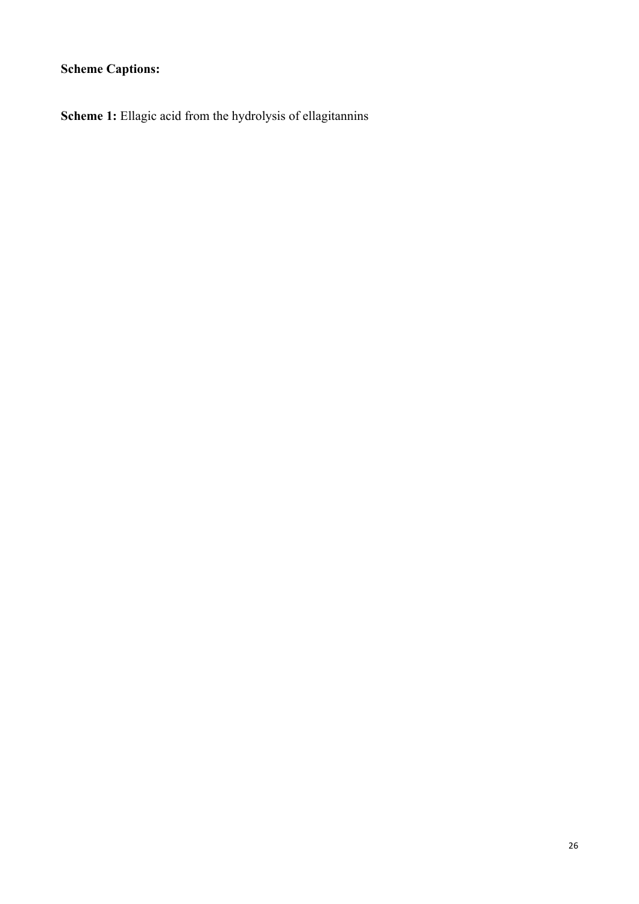**Scheme Captions:**

**Scheme 1:** Ellagic acid from the hydrolysis of ellagitannins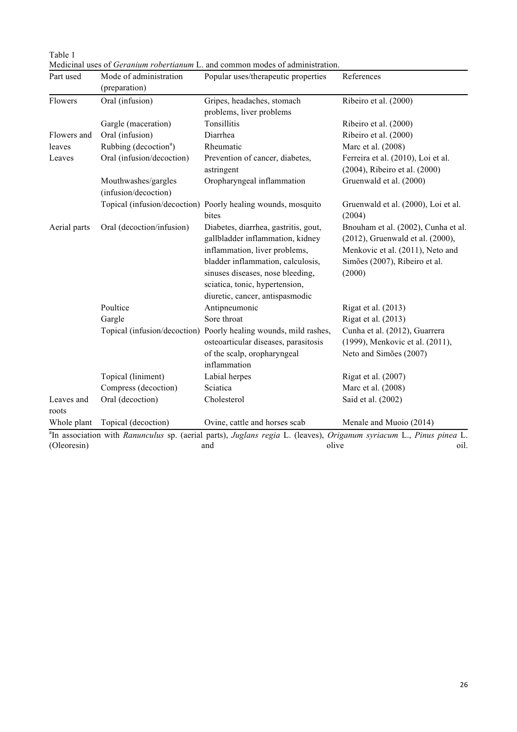Table 1

Medicinal uses of *Geranium robertianum* L. and common modes of administration.

| Part used | Mode of administration (preparation) | Popular uses/therapeutic properties | References |
|---|---|---|---|
| Flowers | Oral (infusion) | Gripes, headaches, stomach problems, liver problems | Ribeiro et al. (2000) |
| | Gargle (maceration) | Tonsillitis | Ribeiro et al. (2000) |
| Flowers and leaves | Oral (infusion) | Diarrhea | Ribeiro et al. (2000) |
| | Rubbing (decoction[a]) | Rheumatic | Marc et al. (2008) |
| Leaves | Oral (infusion/decoction) | Prevention of cancer, diabetes, astringent | Ferreira et al. (2010), Loi et al. (2004), Ribeiro et al. (2000) |
| | Mouthwashes/gargles (infusion/decoction) | Oropharyngeal inflammation | Gruenwald et al. (2000) |
| | Topical (infusion/decoction) | Poorly healing wounds, mosquito bites | Gruenwald et al. (2000), Loi et al. (2004) |
| Aerial parts | Oral (decoction/infusion) | Diabetes, diarrhea, gastritis, gout, gallbladder inflammation, kidney inflammation, liver problems, bladder inflammation, calculosis, sinuses diseases, nose bleeding, sciatica, tonic, hypertension, diuretic, cancer, antispasmodic | Bnouham et al. (2002), Cunha et al. (2012), Gruenwald et al. (2000), Menkovic et al. (2011), Neto and Simões (2007), Ribeiro et al. (2000) |
| | Poultice | Antipneumonic | Rigat et al. (2013) |
| | Gargle | Sore throat | Rigat et al. (2013) |
| | Topical (infusion/decoction) | Poorly healing wounds, mild rashes, osteoarticular diseases, parasitosis of the scalp, oropharyngeal inflammation | Cunha et al. (2012), Guarrera (1999), Menkovic et al. (2011), Neto and Simões (2007) |
| | Topical (liniment) | Labial herpes | Rigat et al. (2007) |
| | Compress (decoction) | Sciatica | Marc et al. (2008) |
| Leaves and roots | Oral (decoction) | Cholesterol | Said et al. (2002) |
| Whole plant | Topical (decoction) | Ovine, cattle and horses scab | Menale and Muoio (2014) |

[a]In association with *Ranunculus* sp. (aerial parts), *Juglans regia* L. (leaves), *Origanum syriacum* L., *Pinus pinea* L. (Oleoresin) and olive oil.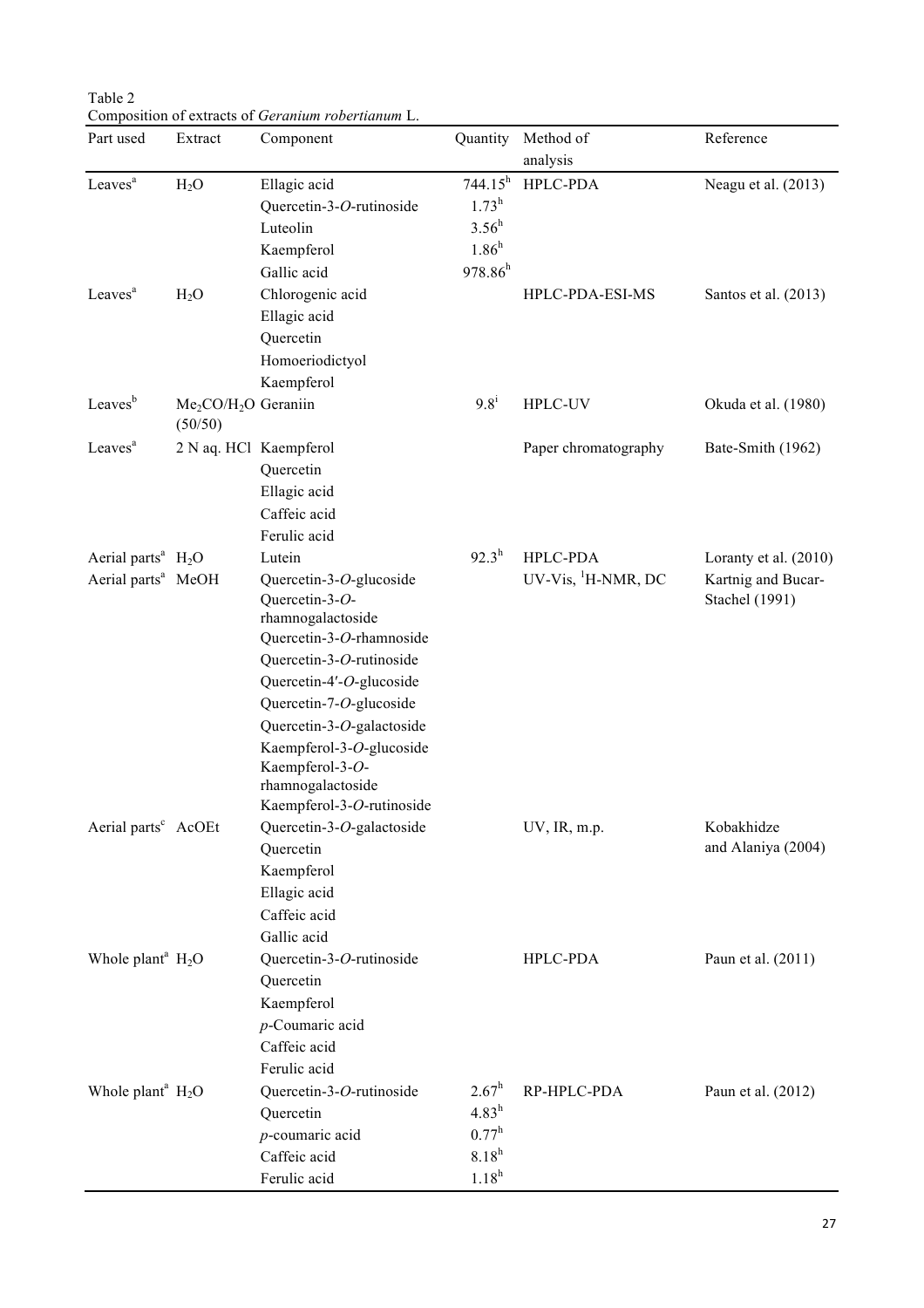Table 2
Composition of extracts of *Geranium robertianum* L.

| Part used | Extract | Component | Quantity | Method of analysis | Reference |
|---|---|---|---|---|---|
| Leaves[a] | $H_2O$ | Ellagic acid | 744.15[h] | HPLC-PDA | Neagu et al. (2013) |
| | | Quercetin-3-*O*-rutinoside | 1.73[h] | | |
| | | Luteolin | 3.56[h] | | |
| | | Kaempferol | 1.86[h] | | |
| | | Gallic acid | 978.86[h] | | |
| Leaves[a] | $H_2O$ | Chlorogenic acid | | HPLC-PDA-ESI-MS | Santos et al. (2013) |
| | | Ellagic acid | | | |
| | | Quercetin | | | |
| | | Homoeriodictyol | | | |
| | | Kaempferol | | | |
| Leaves[b] | $Me_2CO/H_2O$ (50/50) | Geraniin | 9.8[i] | HPLC-UV | Okuda et al. (1980) |
| Leaves[a] | 2 N aq. HCl | Kaempferol | | Paper chromatography | Bate-Smith (1962) |
| | | Quercetin | | | |
| | | Ellagic acid | | | |
| | | Caffeic acid | | | |
| | | Ferulic acid | | | |
| Aerial parts[a] | $H_2O$ | Lutein | 92.3[h] | HPLC-PDA | Loranty et al. (2010) |
| Aerial parts[a] | MeOH | Quercetin-3-*O*-glucoside | | UV-Vis, $^1$H-NMR, DC | Kartnig and Bucar-Stachel (1991) |
| | | Quercetin-3-*O*-rhamnogalactoside | | | |
| | | Quercetin-3-*O*-rhamnoside | | | |
| | | Quercetin-3-*O*-rutinoside | | | |
| | | Quercetin-4′-*O*-glucoside | | | |
| | | Quercetin-7-*O*-glucoside | | | |
| | | Quercetin-3-*O*-galactoside | | | |
| | | Kaempferol-3-*O*-glucoside | | | |
| | | Kaempferol-3-*O*-rhamnogalactoside | | | |
| | | Kaempferol-3-*O*-rutinoside | | | |
| Aerial parts[c] | AcOEt | Quercetin-3-*O*-galactoside | | UV, IR, m.p. | Kobakhidze and Alaniya (2004) |
| | | Quercetin | | | |
| | | Kaempferol | | | |
| | | Ellagic acid | | | |
| | | Caffeic acid | | | |
| | | Gallic acid | | | |
| Whole plant[a] | $H_2O$ | Quercetin-3-*O*-rutinoside | | HPLC-PDA | Paun et al. (2011) |
| | | Quercetin | | | |
| | | Kaempferol | | | |
| | | *p*-Coumaric acid | | | |
| | | Caffeic acid | | | |
| | | Ferulic acid | | | |
| Whole plant[a] | $H_2O$ | Quercetin-3-*O*-rutinoside | 2.67[h] | RP-HPLC-PDA | Paun et al. (2012) |
| | | Quercetin | 4.83[h] | | |
| | | *p*-coumaric acid | 0.77[h] | | |
| | | Caffeic acid | 8.18[h] | | |
| | | Ferulic acid | 1.18[h] | | |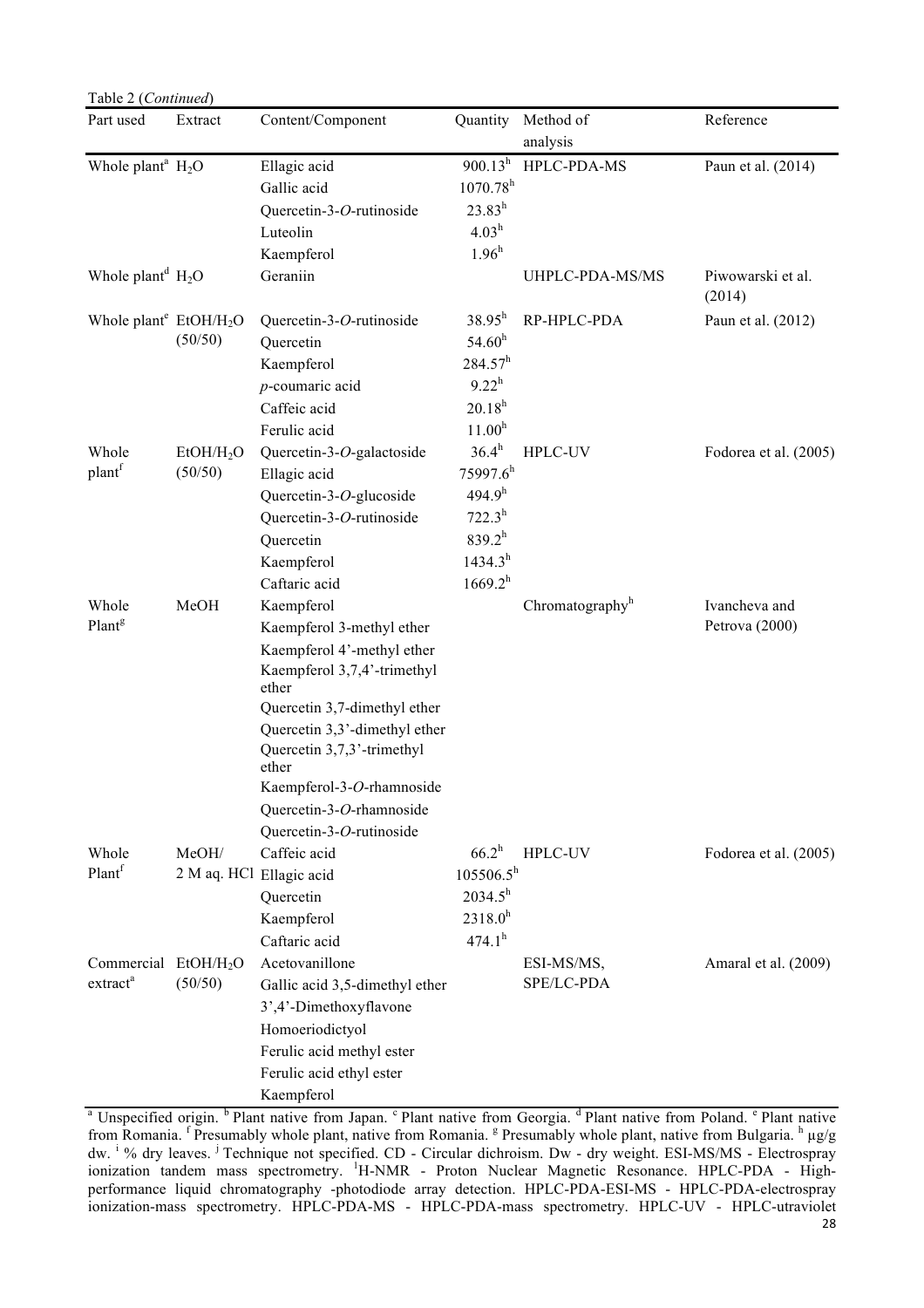Table 2 (*Continued*)

| Part used | Extract | Content/Component | Quantity | Method of analysis | Reference |
|---|---|---|---|---|---|
| Whole plant[a] | $H_2O$ | Ellagic acid | 900.13[h] | HPLC-PDA-MS | Paun et al. (2014) |
| | | Gallic acid | 1070.78[h] | | |
| | | Quercetin-3-*O*-rutinoside | 23.83[h] | | |
| | | Luteolin | 4.03[h] | | |
| | | Kaempferol | 1.96[h] | | |
| Whole plant[d] | $H_2O$ | Geraniin | | UHPLC-PDA-MS/MS | Piwowarski et al. (2014) |
| Whole plant[e] | $EtOH/H_2O$ (50/50) | Quercetin-3-*O*-rutinoside | 38.95[h] | RP-HPLC-PDA | Paun et al. (2012) |
| | | Quercetin | 54.60[h] | | |
| | | Kaempferol | 284.57[h] | | |
| | | *p*-coumaric acid | 9.22[h] | | |
| | | Caffeic acid | 20.18[h] | | |
| | | Ferulic acid | 11.00[h] | | |
| Whole plant[f] | $EtOH/H_2O$ (50/50) | Quercetin-3-*O*-galactoside | 36.4[h] | HPLC-UV | Fodorea et al. (2005) |
| | | Ellagic acid | 75997.6[h] | | |
| | | Quercetin-3-*O*-glucoside | 494.9[h] | | |
| | | Quercetin-3-*O*-rutinoside | 722.3[h] | | |
| | | Quercetin | 839.2[h] | | |
| | | Kaempferol | 1434.3[h] | | |
| | | Caftaric acid | 1669.2[h] | | |
| Whole Plant[g] | MeOH | Kaempferol | | Chromatography[h] | Ivancheva and Petrova (2000) |
| | | Kaempferol 3-methyl ether | | | |
| | | Kaempferol 4'-methyl ether | | | |
| | | Kaempferol 3,7,4'-trimethyl ether | | | |
| | | Quercetin 3,7-dimethyl ether | | | |
| | | Quercetin 3,3'-dimethyl ether | | | |
| | | Quercetin 3,7,3'-trimethyl ether | | | |
| | | Kaempferol-3-*O*-rhamnoside | | | |
| | | Quercetin-3-*O*-rhamnoside | | | |
| | | Quercetin-3-*O*-rutinoside | | | |
| Whole Plant[f] | MeOH/ 2 M aq. HCl | Caffeic acid | 66.2[h] | HPLC-UV | Fodorea et al. (2005) |
| | | Ellagic acid | 105506.5[h] | | |
| | | Quercetin | 2034.5[h] | | |
| | | Kaempferol | 2318.0[h] | | |
| | | Caftaric acid | 474.1[h] | | |
| Commercial extract[a] | $EtOH/H_2O$ (50/50) | Acetovanillone | | ESI-MS/MS, SPE/LC-PDA | Amaral et al. (2009) |
| | | Gallic acid 3,5-dimethyl ether | | | |
| | | 3',4'-Dimethoxyflavone | | | |
| | | Homoeriodictyol | | | |
| | | Ferulic acid methyl ester | | | |
| | | Ferulic acid ethyl ester | | | |
| | | Kaempferol | | | |

[a] Unspecified origin. [b] Plant native from Japan. [c] Plant native from Georgia. [d] Plant native from Poland. [e] Plant native from Romania. [f] Presumably whole plant, native from Romania. [g] Presumably whole plant, native from Bulgaria. [h] μg/g dw. [i] % dry leaves. [j] Technique not specified. CD - Circular dichroism. Dw - dry weight. ESI-MS/MS - Electrospray ionization tandem mass spectrometry. $^1$H-NMR - Proton Nuclear Magnetic Resonance. HPLC-PDA - High-performance liquid chromatography -photodiode array detection. HPLC-PDA-ESI-MS - HPLC-PDA-electrospray ionization-mass spectrometry. HPLC-PDA-MS - HPLC-PDA-mass spectrometry. HPLC-UV - HPLC-utraviolet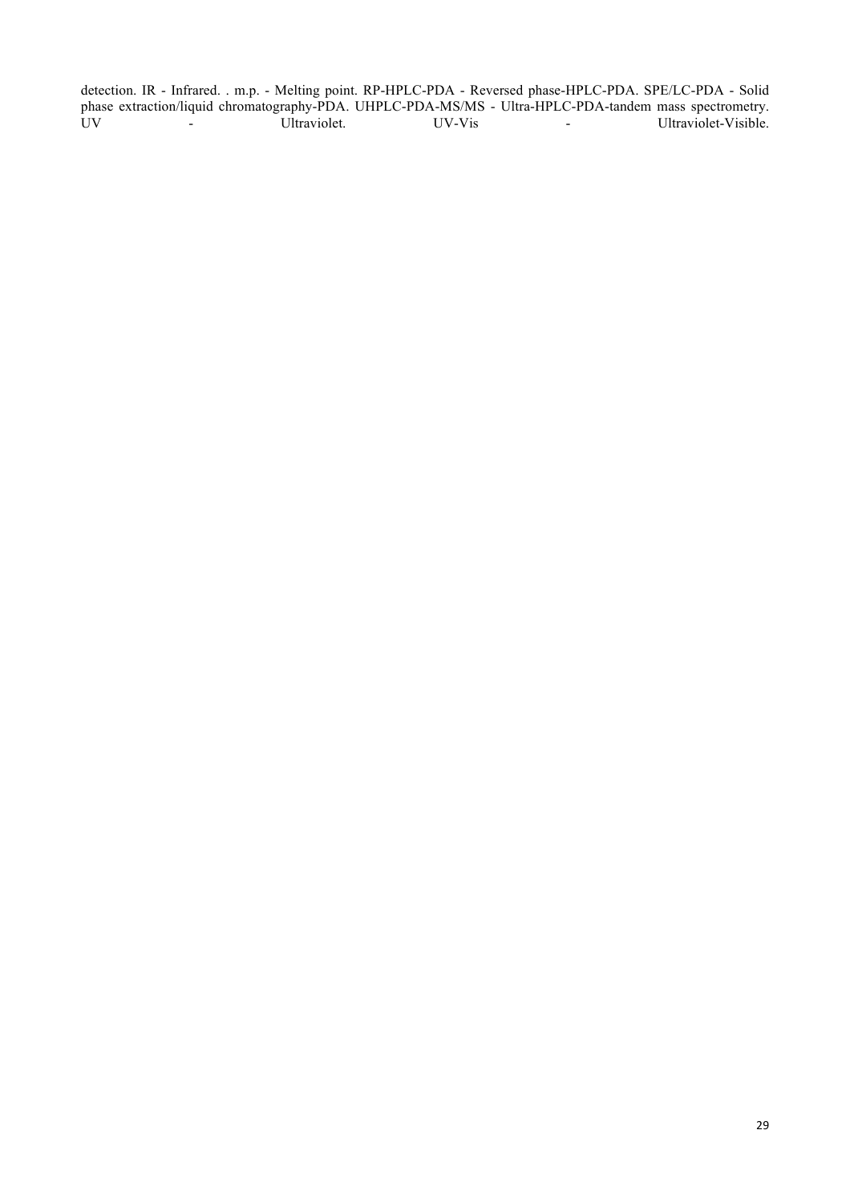detection. IR - Infrared. . m.p. - Melting point. RP-HPLC-PDA - Reversed phase-HPLC-PDA. SPE/LC-PDA - Solid phase extraction/liquid chromatography-PDA. UHPLC-PDA-MS/MS - Ultra-HPLC-PDA-tandem mass spectrometry. UV - Ultraviolet. UV-Vis - Ultraviolet-Visible.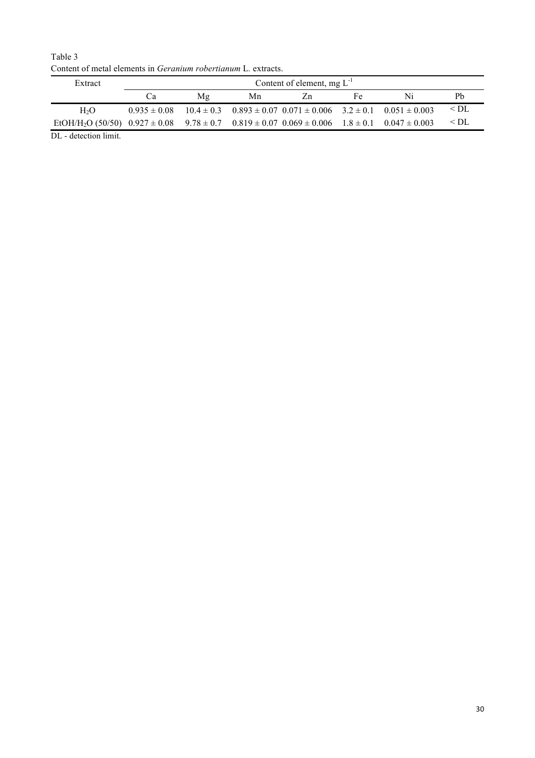Table 3
Content of metal elements in *Geranium robertianum* L. extracts.

| Extract | Content of element, mg $L^{-1}$ | | | | | | |
|---|---|---|---|---|---|---|---|
| | Ca | Mg | Mn | Zn | Fe | Ni | Pb |
| $H_2O$ | $0.935 \pm 0.08$ | $10.4 \pm 0.3$ | $0.893 \pm 0.07$ | $0.071 \pm 0.006$ | $3.2 \pm 0.1$ | $0.051 \pm 0.003$ | < DL |
| $EtOH/H_2O$ (50/50) | $0.927 \pm 0.08$ | $9.78 \pm 0.7$ | $0.819 \pm 0.07$ | $0.069 \pm 0.006$ | $1.8 \pm 0.1$ | $0.047 \pm 0.003$ | < DL |

DL - detection limit.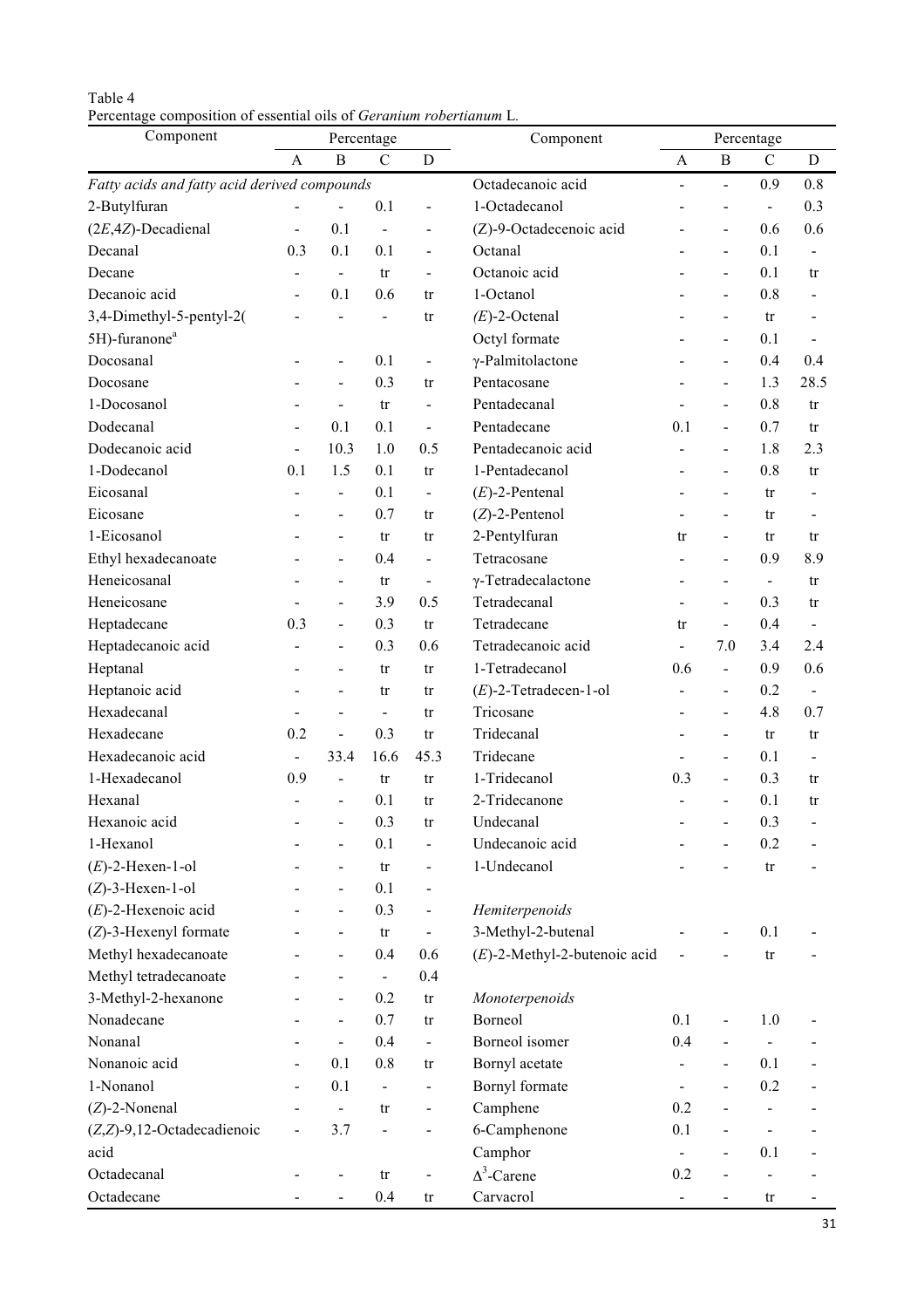Table 4
Percentage composition of essential oils of *Geranium robertianum* L.

| Component | Percentage | | | | Component | Percentage | | | |
|---|---|---|---|---|---|---|---|---|---|
| | A | B | C | D | | A | B | C | D |
| *Fatty acids and fatty acid derived compounds* | | | | | Octadecanoic acid | - | - | 0.9 | 0.8 |
| 2-Butylfuran | - | - | 0.1 | - | 1-Octadecanol | - | - | - | 0.3 |
| (2*E*,4*Z*)-Decadienal | - | 0.1 | - | - | (Z)-9-Octadecenoic acid | - | - | 0.6 | 0.6 |
| Decanal | 0.3 | 0.1 | 0.1 | - | Octanal | - | - | 0.1 | - |
| Decane | - | - | tr | - | Octanoic acid | - | - | 0.1 | tr |
| Decanoic acid | - | 0.1 | 0.6 | tr | 1-Octanol | - | - | 0.8 | - |
| 3,4-Dimethyl-5-pentyl-2(5H)-furanone[a] | - | - | - | tr | (*E*)-2-Octenal | - | - | tr | - |
| | | | | | Octyl formate | - | - | 0.1 | - |
| Docosanal | - | - | 0.1 | - | γ-Palmitolactone | - | - | 0.4 | 0.4 |
| Docosane | - | - | 0.3 | tr | Pentacosane | - | - | 1.3 | 28.5 |
| 1-Docosanol | - | - | tr | - | Pentadecanal | - | - | 0.8 | tr |
| Dodecanal | - | 0.1 | 0.1 | - | Pentadecane | 0.1 | - | 0.7 | tr |
| Dodecanoic acid | - | 10.3 | 1.0 | 0.5 | Pentadecanoic acid | - | - | 1.8 | 2.3 |
| 1-Dodecanol | 0.1 | 1.5 | 0.1 | tr | 1-Pentadecanol | - | - | 0.8 | tr |
| Eicosanal | - | - | 0.1 | - | (*E*)-2-Pentenal | - | - | tr | - |
| Eicosane | - | - | 0.7 | tr | (*Z*)-2-Pentenol | - | - | tr | - |
| 1-Eicosanol | - | - | tr | tr | 2-Pentylfuran | tr | - | tr | tr |
| Ethyl hexadecanoate | - | - | 0.4 | - | Tetracosane | - | - | 0.9 | 8.9 |
| Heneicosanal | - | - | tr | - | γ-Tetradecalactone | - | - | - | tr |
| Heneicosane | - | - | 3.9 | 0.5 | Tetradecanal | - | - | 0.3 | tr |
| Heptadecane | 0.3 | - | 0.3 | tr | Tetradecane | tr | - | 0.4 | - |
| Heptadecanoic acid | - | - | 0.3 | 0.6 | Tetradecanoic acid | - | 7.0 | 3.4 | 2.4 |
| Heptanal | - | - | tr | tr | 1-Tetradecanol | 0.6 | - | 0.9 | 0.6 |
| Heptanoic acid | - | - | tr | tr | (*E*)-2-Tetradecen-1-ol | - | - | 0.2 | - |
| Hexadecanal | - | - | - | tr | Tricosane | - | - | 4.8 | 0.7 |
| Hexadecane | 0.2 | - | 0.3 | tr | Tridecanal | - | - | tr | tr |
| Hexadecanoic acid | - | 33.4 | 16.6 | 45.3 | Tridecane | - | - | 0.1 | - |
| 1-Hexadecanol | 0.9 | - | tr | tr | 1-Tridecanol | 0.3 | - | 0.3 | tr |
| Hexanal | - | - | 0.1 | tr | 2-Tridecanone | - | - | 0.1 | tr |
| Hexanoic acid | - | - | 0.3 | tr | Undecanal | - | - | 0.3 | - |
| 1-Hexanol | - | - | 0.1 | - | Undecanoic acid | - | - | 0.2 | - |
| (*E*)-2-Hexen-1-ol | - | - | tr | - | 1-Undecanol | - | - | tr | - |
| (*Z*)-3-Hexen-1-ol | - | - | 0.1 | - | | | | | |
| (*E*)-2-Hexenoic acid | - | - | 0.3 | - | *Hemiterpenoids* | | | | |
| (*Z*)-3-Hexenyl formate | - | - | tr | - | 3-Methyl-2-butenal | - | - | 0.1 | - |
| Methyl hexadecanoate | - | - | 0.4 | 0.6 | (*E*)-2-Methyl-2-butenoic acid | - | - | tr | - |
| Methyl tetradecanoate | - | - | - | 0.4 | | | | | |
| 3-Methyl-2-hexanone | - | - | 0.2 | tr | *Monoterpenoids* | | | | |
| Nonadecane | - | - | 0.7 | tr | Borneol | 0.1 | - | 1.0 | - |
| Nonanal | - | - | 0.4 | - | Borneol isomer | 0.4 | - | - | - |
| Nonanoic acid | - | 0.1 | 0.8 | tr | Bornyl acetate | - | - | 0.1 | - |
| 1-Nonanol | - | 0.1 | - | - | Bornyl formate | - | - | 0.2 | - |
| (*Z*)-2-Nonenal | - | - | tr | - | Camphene | 0.2 | - | - | - |
| (*Z*,*Z*)-9,12-Octadecadienoic acid | - | 3.7 | - | - | 6-Camphenone | 0.1 | - | - | - |
| | | | | | Camphor | - | - | 0.1 | - |
| Octadecanal | - | - | tr | - | $\Delta^3$-Carene | 0.2 | - | - | - |
| Octadecane | - | - | 0.4 | tr | Carvacrol | - | - | tr | - |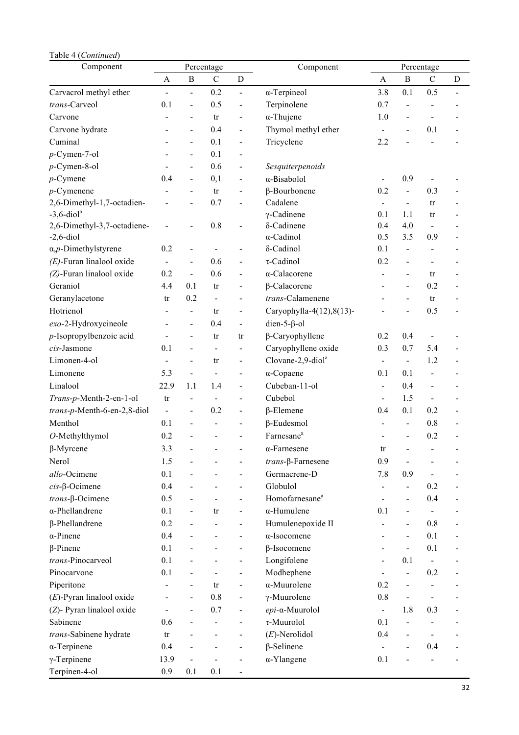Table 4 (*Continued*)

| Component | Percentage | | | | Component | Percentage | | | |
|---|---|---|---|---|---|---|---|---|---|
| | A | B | C | D | | A | B | C | D |
| Carvacrol methyl ether | - | - | 0.2 | - | α-Terpineol | 3.8 | 0.1 | 0.5 | - |
| *trans*-Carveol | 0.1 | - | 0.5 | - | Terpinolene | 0.7 | - | - | - |
| Carvone | - | - | tr | - | α-Thujene | 1.0 | - | - | - |
| Carvone hydrate | - | - | 0.4 | - | Thymol methyl ether | - | - | 0.1 | - |
| Cuminal | - | - | 0.1 | - | Tricyclene | 2.2 | - | - | - |
| *p*-Cymen-7-ol | - | - | 0.1 | - | | | | | |
| *p*-Cymen-8-ol | - | - | 0.6 | - | *Sesquiterpenoids* | | | | |
| *p*-Cymene | 0.4 | - | 0,1 | - | α-Bisabolol | - | 0.9 | - | - |
| *p*-Cymenene | - | - | tr | - | β-Bourbonene | 0.2 | - | 0.3 | - |
| 2,6-Dimethyl-1,7-octadien-3,6-diol[a] | - | - | 0.7 | - | Cadalene | - | - | tr | - |
| | | | | | γ-Cadinene | 0.1 | 1.1 | tr | - |
| 2,6-Dimethyl-3,7-octadiene-2,6-diol | - | - | 0.8 | - | δ-Cadinene | 0.4 | 4.0 | - | - |
| | | | | | α-Cadinol | 0.5 | 3.5 | 0.9 | - |
| α,*p*-Dimethylstyrene | 0.2 | - | - | - | δ-Cadinol | 0.1 | - | - | - |
| *(E)*-Furan linalool oxide | - | - | 0.6 | - | τ-Cadinol | 0.2 | - | - | - |
| *(Z)*-Furan linalool oxide | 0.2 | - | 0.6 | - | α-Calacorene | - | - | tr | - |
| Geraniol | 4.4 | 0.1 | tr | - | β-Calacorene | - | - | 0.2 | - |
| Geranylacetone | tr | 0.2 | - | - | *trans*-Calamenene | - | - | tr | - |
| Hotrienol | - | - | tr | - | Caryophylla-4(12),8(13)-dien-5-β-ol | - | - | 0.5 | - |
| *exo*-2-Hydroxycineole | - | - | 0.4 | - | | | | | |
| *p*-Isopropylbenzoic acid | - | - | tr | tr | β-Caryophyllene | 0.2 | 0.4 | - | - |
| *cis*-Jasmone | 0.1 | - | - | - | Caryophyllene oxide | 0.3 | 0.7 | 5.4 | - |
| Limonen-4-ol | - | - | tr | - | Clovane-2,9-diol[a] | - | - | 1.2 | - |
| Limonene | 5.3 | - | - | - | α-Copaene | 0.1 | 0.1 | - | - |
| Linalool | 22.9 | 1.1 | 1.4 | - | Cubeban-11-ol | - | 0.4 | - | - |
| *Trans*-*p*-Menth-2-en-1-ol | tr | - | - | - | Cubebol | - | 1.5 | - | - |
| *trans*-*p*-Menth-6-en-2,8-diol | - | - | 0.2 | - | β-Elemene | 0.4 | 0.1 | 0.2 | - |
| Menthol | 0.1 | - | - | - | β-Eudesmol | - | - | 0.8 | - |
| *O*-Methylthymol | 0.2 | - | - | - | Farnesane[a] | - | - | 0.2 | - |
| β-Myrcene | 3.3 | - | - | - | α-Farnesene | tr | - | - | - |
| Nerol | 1.5 | - | - | - | *trans*-β-Farnesene | 0.9 | - | - | - |
| *allo*-Ocimene | 0.1 | - | - | - | Germacrene-D | 7.8 | 0.9 | - | - |
| *cis*-β-Ocimene | 0.4 | - | - | - | Globulol | - | - | 0.2 | - |
| *trans*-β-Ocimene | 0.5 | - | - | - | Homofarnesane[a] | - | - | 0.4 | - |
| α-Phellandrene | 0.1 | - | tr | - | α-Humulene | 0.1 | - | - | - |
| β-Phellandrene | 0.2 | - | - | - | Humulenepoxide II | - | - | 0.8 | - |
| α-Pinene | 0.4 | - | - | - | α-Isocomene | - | - | 0.1 | - |
| β-Pinene | 0.1 | - | - | - | β-Isocomene | - | - | 0.1 | - |
| *trans*-Pinocarveol | 0.1 | - | - | - | Longifolene | - | 0.1 | - | - |
| Pinocarvone | 0.1 | - | - | - | Modhephene | - | - | 0.2 | - |
| Piperitone | - | - | tr | - | α-Muurolene | 0.2 | - | - | - |
| (*E*)-Pyran linalool oxide | - | - | 0.8 | - | γ-Muurolene | 0.8 | - | - | - |
| (*Z*)- Pyran linalool oxide | - | - | 0.7 | - | *epi*-α-Muurolol | - | 1.8 | 0.3 | - |
| Sabinene | 0.6 | - | - | - | τ-Muurolol | 0.1 | - | - | - |
| *trans*-Sabinene hydrate | tr | - | - | - | (*E*)-Nerolidol | 0.4 | - | - | - |
| α-Terpinene | 0.4 | - | - | - | β-Selinene | - | - | 0.4 | - |
| γ-Terpinene | 13.9 | - | - | - | α-Ylangene | 0.1 | - | - | - |
| Terpinen-4-ol | 0.9 | 0.1 | 0.1 | - | | | | | |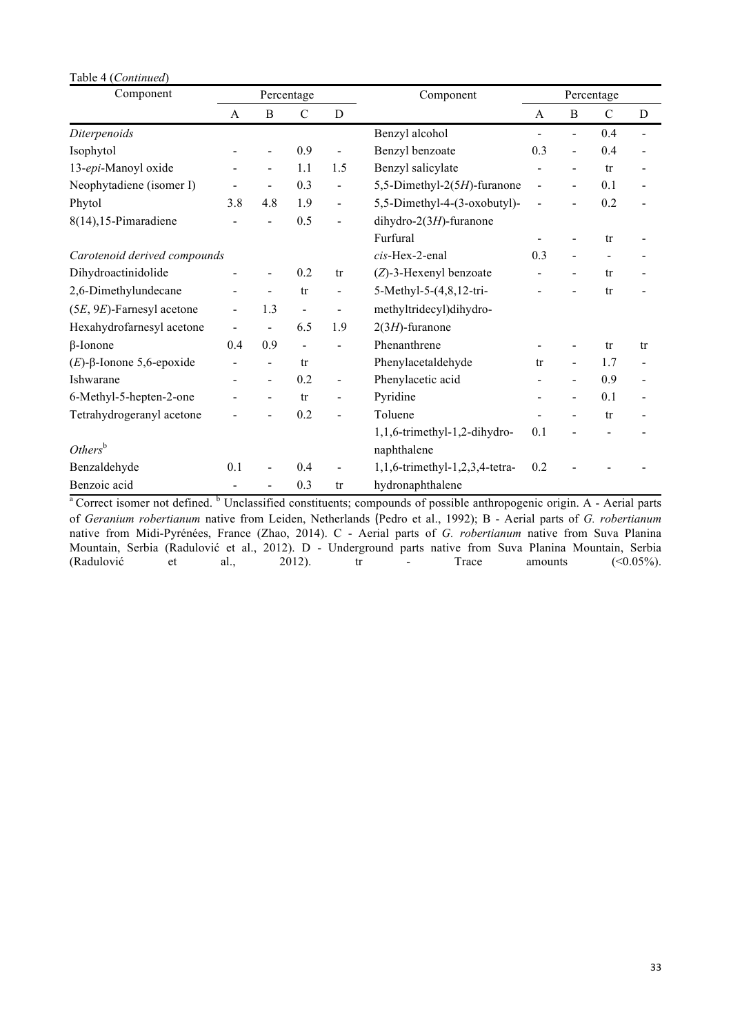Table 4 (*Continued*)

| Component | Percentage | | | | Component | Percentage | | | |
|---|---|---|---|---|---|---|---|---|---|
| | A | B | C | D | | A | B | C | D |
| *Diterpenoids* | | | | | Benzyl alcohol | - | - | 0.4 | - |
| Isophytol | - | - | 0.9 | - | Benzyl benzoate | 0.3 | - | 0.4 | - |
| 13-*epi*-Manoyl oxide | - | - | 1.1 | 1.5 | Benzyl salicylate | - | - | tr | - |
| Neophytadiene (isomer I) | - | - | 0.3 | - | 5,5-Dimethyl-2(5*H*)-furanone | - | - | 0.1 | - |
| Phytol | 3.8 | 4.8 | 1.9 | - | 5,5-Dimethyl-4-(3-oxobutyl)-dihydro-2(3*H*)-furanone | - | - | 0.2 | - |
| 8(14),15-Pimaradiene | - | - | 0.5 | - | Furfural | - | - | tr | - |
| *Carotenoid derived compounds* | | | | | *cis*-Hex-2-enal | 0.3 | - | - | - |
| Dihydroactinidolide | - | - | 0.2 | tr | (*Z*)-3-Hexenyl benzoate | - | - | tr | - |
| 2,6-Dimethylundecane | - | - | tr | - | 5-Methyl-5-(4,8,12-tri-methyltridecyl)dihydro-2(3*H*)-furanone | - | - | tr | - |
| (5*E*, 9*E*)-Farnesyl acetone | - | 1.3 | - | - | | | | | |
| Hexahydrofarnesyl acetone | - | - | 6.5 | 1.9 | | | | | |
| β-Ionone | 0.4 | 0.9 | - | - | Phenanthrene | - | - | tr | tr |
| (*E*)-β-Ionone 5,6-epoxide | - | - | tr | - | Phenylacetaldehyde | tr | - | 1.7 | - |
| Ishwarane | - | - | 0.2 | - | Phenylacetic acid | - | - | 0.9 | - |
| 6-Methyl-5-hepten-2-one | - | - | tr | - | Pyridine | - | - | 0.1 | - |
| Tetrahydrogeranyl acetone | - | - | 0.2 | - | Toluene | - | - | tr | - |
| *Others*[b] | | | | | 1,1,6-trimethyl-1,2-dihydro-naphthalene | 0.1 | - | - | - |
| Benzaldehyde | 0.1 | - | 0.4 | - | 1,1,6-trimethyl-1,2,3,4-tetra-hydronaphthalene | 0.2 | - | - | - |
| Benzoic acid | - | - | 0.3 | tr | | | | | |

[a] Correct isomer not defined. [b] Unclassified constituents; compounds of possible anthropogenic origin. A - Aerial parts of *Geranium robertianum* native from Leiden, Netherlands (Pedro et al., 1992); B - Aerial parts of *G. robertianum* native from Midi-Pyrénées, France (Zhao, 2014). C - Aerial parts of *G. robertianum* native from Suva Planina Mountain, Serbia (Radulović et al., 2012). D - Underground parts native from Suva Planina Mountain, Serbia (Radulović et al., 2012). tr - Trace amounts (<0.05%).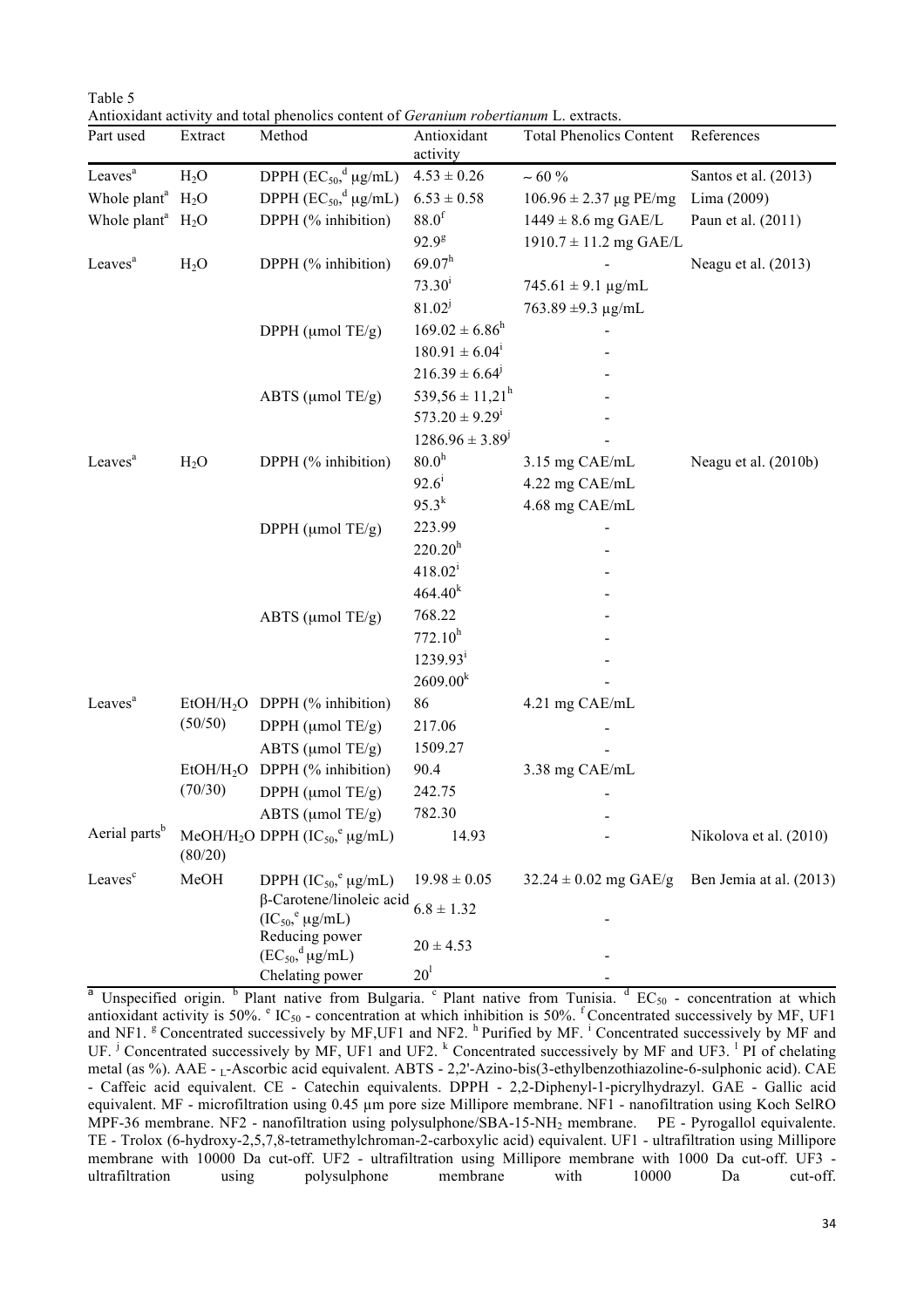Table 5

Antioxidant activity and total phenolics content of *Geranium robertianum* L. extracts.

| Part used | Extract | Method | Antioxidant activity | Total Phenolics Content | References |
|---|---|---|---|---|---|
| Leaves[a] | $H_2O$ | DPPH ($EC_{50}$,[d] μg/mL) | 4.53 ± 0.26 | ~ 60 % | Santos et al. (2013) |
| Whole plant[a] | $H_2O$ | DPPH ($EC_{50}$,[d] μg/mL) | 6.53 ± 0.58 | 106.96 ± 2.37 μg PE/mg | Lima (2009) |
| Whole plant[a] | $H_2O$ | DPPH (% inhibition) | 88.0[f] | 1449 ± 8.6 mg GAE/L | Paun et al. (2011) |
| | | | 92.9[g] | 1910.7 ± 11.2 mg GAE/L | |
| Leaves[a] | $H_2O$ | DPPH (% inhibition) | 69.07[h] | - | Neagu et al. (2013) |
| | | | 73.30[i] | 745.61 ± 9.1 μg/mL | |
| | | | 81.02[j] | 763.89 ±9.3 μg/mL | |
| | | DPPH (μmol TE/g) | 169.02 ± 6.86[h] | - | |
| | | | 180.91 ± 6.04[i] | - | |
| | | | 216.39 ± 6.64[j] | - | |
| | | ABTS (μmol TE/g) | 539,56 ± 11,21[h] | - | |
| | | | 573.20 ± 9.29[i] | - | |
| | | | 1286.96 ± 3.89[j] | - | |
| Leaves[a] | $H_2O$ | DPPH (% inhibition) | 80.0[h] | 3.15 mg CAE/mL | Neagu et al. (2010b) |
| | | | 92.6[i] | 4.22 mg CAE/mL | |
| | | | 95.3[k] | 4.68 mg CAE/mL | |
| | | DPPH (μmol TE/g) | 223.99 | - | |
| | | | 220.20[h] | - | |
| | | | 418.02[i] | - | |
| | | | 464.40[k] | - | |
| | | ABTS (μmol TE/g) | 768.22 | - | |
| | | | 772.10[h] | - | |
| | | | 1239.93[i] | - | |
| | | | 2609.00[k] | - | |
| Leaves[a] | $EtOH/H_2O$ (50/50) | DPPH (% inhibition) | 86 | 4.21 mg CAE/mL | |
| | | DPPH (μmol TE/g) | 217.06 | - | |
| | | ABTS (μmol TE/g) | 1509.27 | - | |
| | $EtOH/H_2O$ (70/30) | DPPH (% inhibition) | 90.4 | 3.38 mg CAE/mL | |
| | | DPPH (μmol TE/g) | 242.75 | - | |
| | | ABTS (μmol TE/g) | 782.30 | - | |
| Aerial parts[b] | $MeOH/H_2O$ (80/20) | DPPH ($IC_{50}$,[e] μg/mL) | 14.93 | - | Nikolova et al. (2010) |
| Leaves[c] | MeOH | DPPH ($IC_{50}$,[e] μg/mL) | 19.98 ± 0.05 | 32.24 ± 0.02 mg GAE/g | Ben Jemia at al. (2013) |
| | | β-Carotene/linoleic acid ($IC_{50}$,[e] μg/mL) | 6.8 ± 1.32 | - | |
| | | Reducing power ($EC_{50}$,[d] μg/mL) | 20 ± 4.53 | - | |
| | | Chelating power | 20[l] | - | |

[a] Unspecified origin. [b] Plant native from Bulgaria. [c] Plant native from Tunisia. [d] $EC_{50}$ - concentration at which antioxidant activity is 50%. [e] $IC_{50}$ - concentration at which inhibition is 50%. [f] Concentrated successively by MF, UF1 and NF2. [g] Concentrated successively by MF,UF1 and NF2. [h] Purified by MF. [i] Concentrated successively by MF and NF1. [j] Concentrated successively by MF, UF1 and UF2. [k] Concentrated successively by MF and UF3. [l] PI of chelating metal (as %). AAE - L-Ascorbic acid equivalent. ABTS - 2,2'-Azino-bis(3-ethylbenzothiazoline-6-sulphonic acid). CAE - Caffeic acid equivalent. CE - Catechin equivalents. DPPH - 2,2-Diphenyl-1-picrylhydrazyl. GAE - Gallic acid equivalent. MF - microfiltration using 0.45 μm pore size Millipore membrane. NF1 - nanofiltration using Koch SelRO MPF-36 membrane. NF2 - nanofiltration using polysulphone/SBA-15-$NH_2$ membrane. PE - Pyrogallol equivalente. TE - Trolox (6-hydroxy-2,5,7,8-tetramethylchroman-2-carboxylic acid) equivalent. UF1 - ultrafiltration using Millipore membrane with 10000 Da cut-off. UF2 - ultrafiltration using Millipore membrane with 1000 Da cut-off. UF3 - ultrafiltration using polysulphone membrane with 10000 Da cut-off.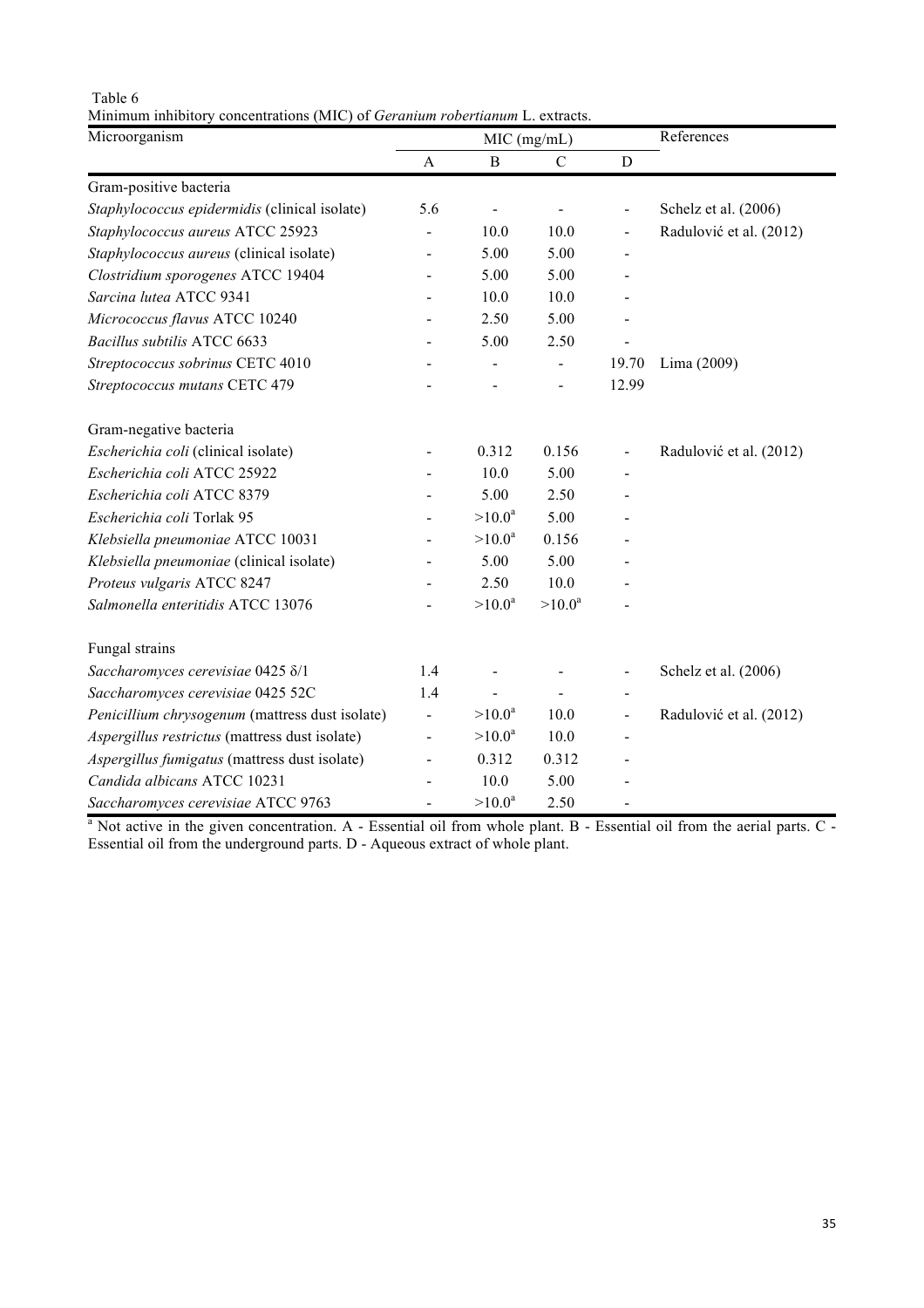Table 6
Minimum inhibitory concentrations (MIC) of *Geranium robertianum* L. extracts.

| Microorganism | MIC (mg/mL) | | | | References |
|---|---|---|---|---|---|
| | A | B | C | D | |
| Gram-positive bacteria | | | | | |
| *Staphylococcus epidermidis* (clinical isolate) | 5.6 | - | - | - | Schelz et al. (2006) |
| *Staphylococcus aureus* ATCC 25923 | - | 10.0 | 10.0 | - | Radulović et al. (2012) |
| *Staphylococcus aureus* (clinical isolate) | - | 5.00 | 5.00 | - | |
| *Clostridium sporogenes* ATCC 19404 | - | 5.00 | 5.00 | - | |
| *Sarcina lutea* ATCC 9341 | - | 10.0 | 10.0 | - | |
| *Micrococcus flavus* ATCC 10240 | - | 2.50 | 5.00 | - | |
| *Bacillus subtilis* ATCC 6633 | - | 5.00 | 2.50 | - | |
| *Streptococcus sobrinus* CETC 4010 | - | - | - | 19.70 | Lima (2009) |
| *Streptococcus mutans* CETC 479 | - | - | - | 12.99 | |
| Gram-negative bacteria | | | | | |
| *Escherichia coli* (clinical isolate) | - | 0.312 | 0.156 | - | Radulović et al. (2012) |
| *Escherichia coli* ATCC 25922 | - | 10.0 | 5.00 | - | |
| *Escherichia coli* ATCC 8379 | - | 5.00 | 2.50 | - | |
| *Escherichia coli* Torlak 95 | - | >10.0[a] | 5.00 | - | |
| *Klebsiella pneumoniae* ATCC 10031 | - | >10.0[a] | 0.156 | - | |
| *Klebsiella pneumoniae* (clinical isolate) | - | 5.00 | 5.00 | - | |
| *Proteus vulgaris* ATCC 8247 | - | 2.50 | 10.0 | - | |
| *Salmonella enteritidis* ATCC 13076 | - | >10.0[a] | >10.0[a] | - | |
| Fungal strains | | | | | |
| *Saccharomyces cerevisiae* 0425 δ/1 | 1.4 | - | - | - | Schelz et al. (2006) |
| *Saccharomyces cerevisiae* 0425 52C | 1.4 | - | - | - | |
| *Penicillium chrysogenum* (mattress dust isolate) | - | >10.0[a] | 10.0 | - | Radulović et al. (2012) |
| *Aspergillus restrictus* (mattress dust isolate) | - | >10.0[a] | 10.0 | - | |
| *Aspergillus fumigatus* (mattress dust isolate) | - | 0.312 | 0.312 | - | |
| *Candida albicans* ATCC 10231 | - | 10.0 | 5.00 | - | |
| *Saccharomyces cerevisiae* ATCC 9763 | - | >10.0[a] | 2.50 | - | |

[a] Not active in the given concentration. A - Essential oil from whole plant. B - Essential oil from the aerial parts. C - Essential oil from the underground parts. D - Aqueous extract of whole plant.